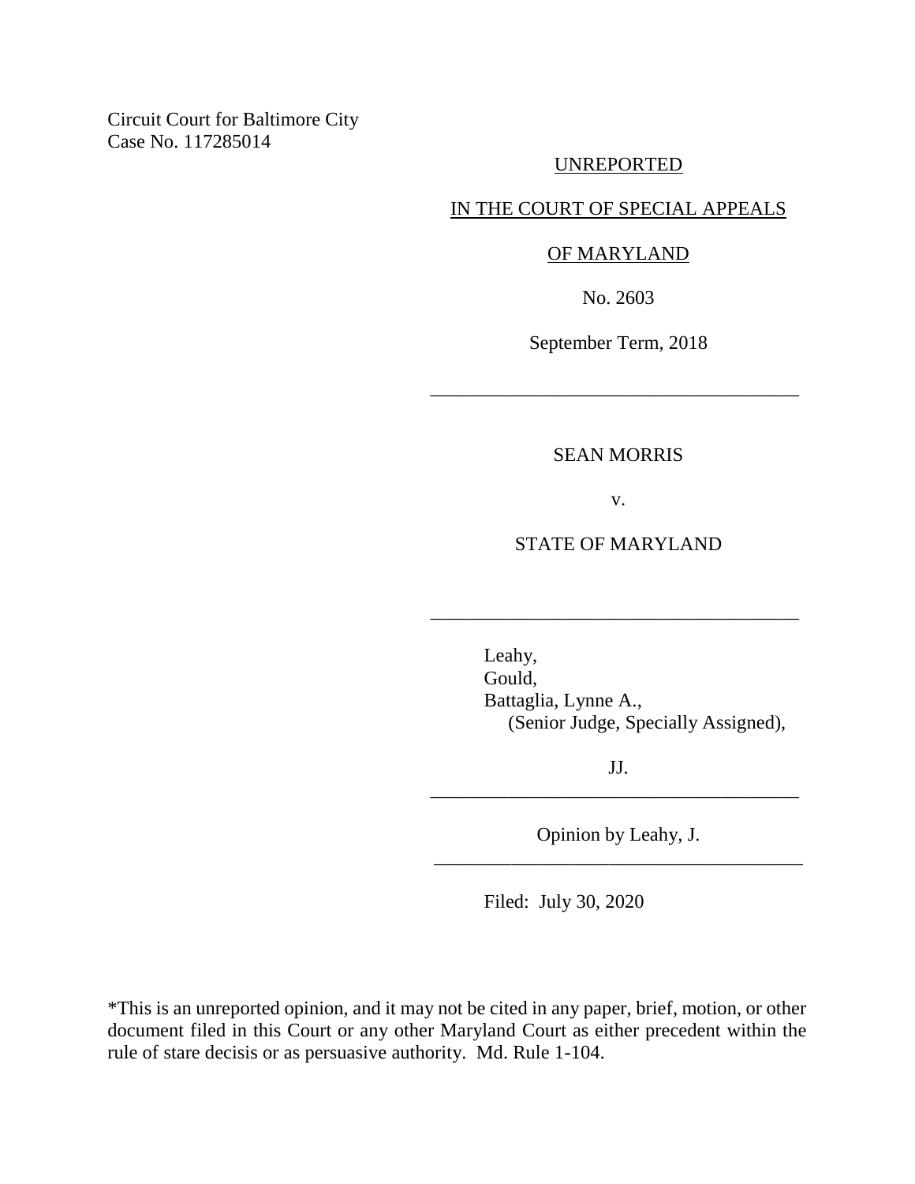Circuit Court for Baltimore City
Case No. 117285014

UNREPORTED

IN THE COURT OF SPECIAL APPEALS

OF MARYLAND

No. 2603

September Term, 2018

---

SEAN MORRIS

v.

STATE OF MARYLAND

---

Leahy,
Gould,
Battaglia, Lynne A.,
(Senior Judge, Specially Assigned),

JJ.

---

Opinion by Leahy, J.

---

Filed: July 30, 2020

*This is an unreported opinion, and it may not be cited in any paper, brief, motion, or other document filed in this Court or any other Maryland Court as either precedent within the rule of stare decisis or as persuasive authority. Md. Rule 1-104.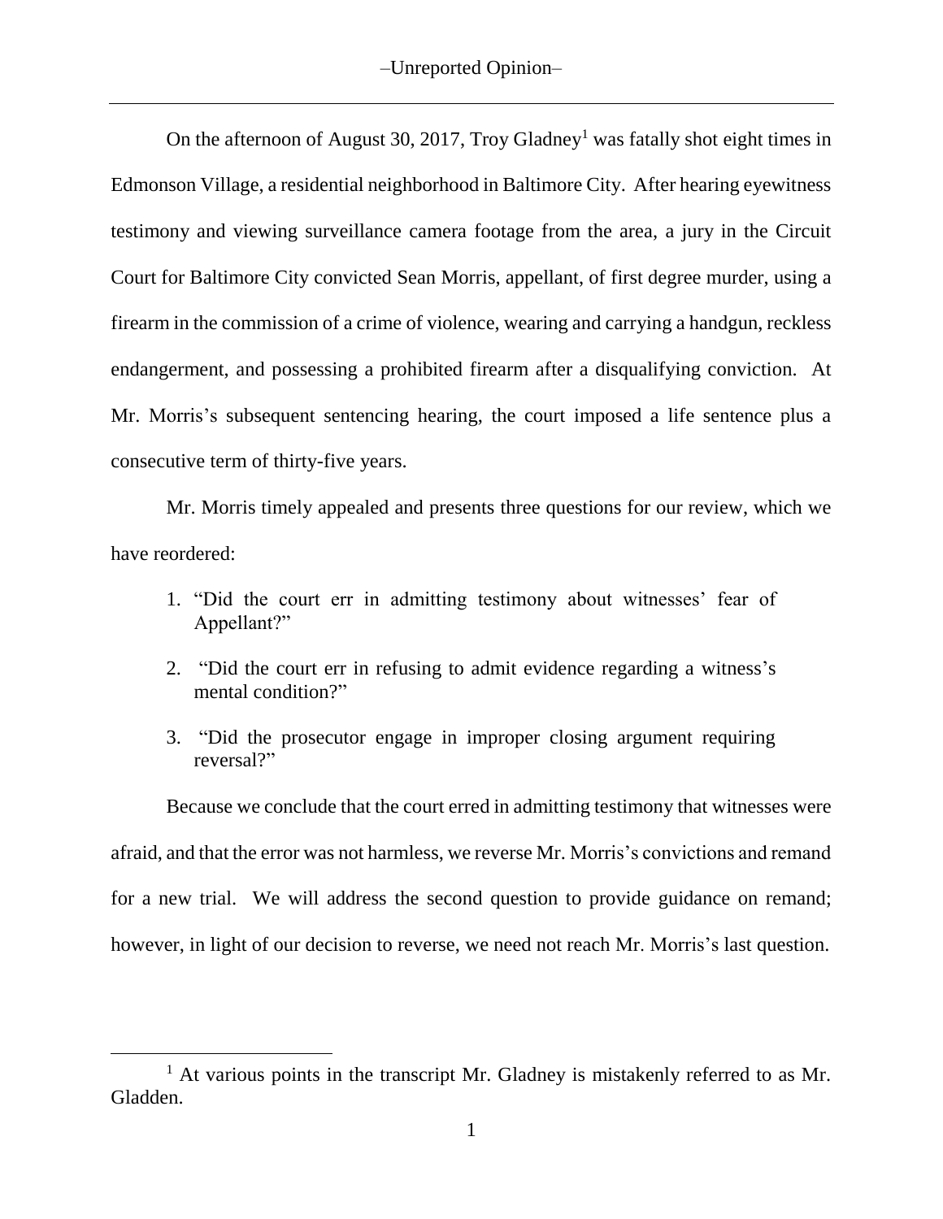On the afternoon of August 30, 2017, Troy Gladney[1] was fatally shot eight times in Edmonson Village, a residential neighborhood in Baltimore City. After hearing eyewitness testimony and viewing surveillance camera footage from the area, a jury in the Circuit Court for Baltimore City convicted Sean Morris, appellant, of first degree murder, using a firearm in the commission of a crime of violence, wearing and carrying a handgun, reckless endangerment, and possessing a prohibited firearm after a disqualifying conviction. At Mr. Morris's subsequent sentencing hearing, the court imposed a life sentence plus a consecutive term of thirty-five years.

Mr. Morris timely appealed and presents three questions for our review, which we have reordered:

1. "Did the court err in admitting testimony about witnesses' fear of Appellant?"
2. "Did the court err in refusing to admit evidence regarding a witness's mental condition?"
3. "Did the prosecutor engage in improper closing argument requiring reversal?"

Because we conclude that the court erred in admitting testimony that witnesses were afraid, and that the error was not harmless, we reverse Mr. Morris's convictions and remand for a new trial. We will address the second question to provide guidance on remand; however, in light of our decision to reverse, we need not reach Mr. Morris's last question.

[1] At various points in the transcript Mr. Gladney is mistakenly referred to as Mr. Gladden.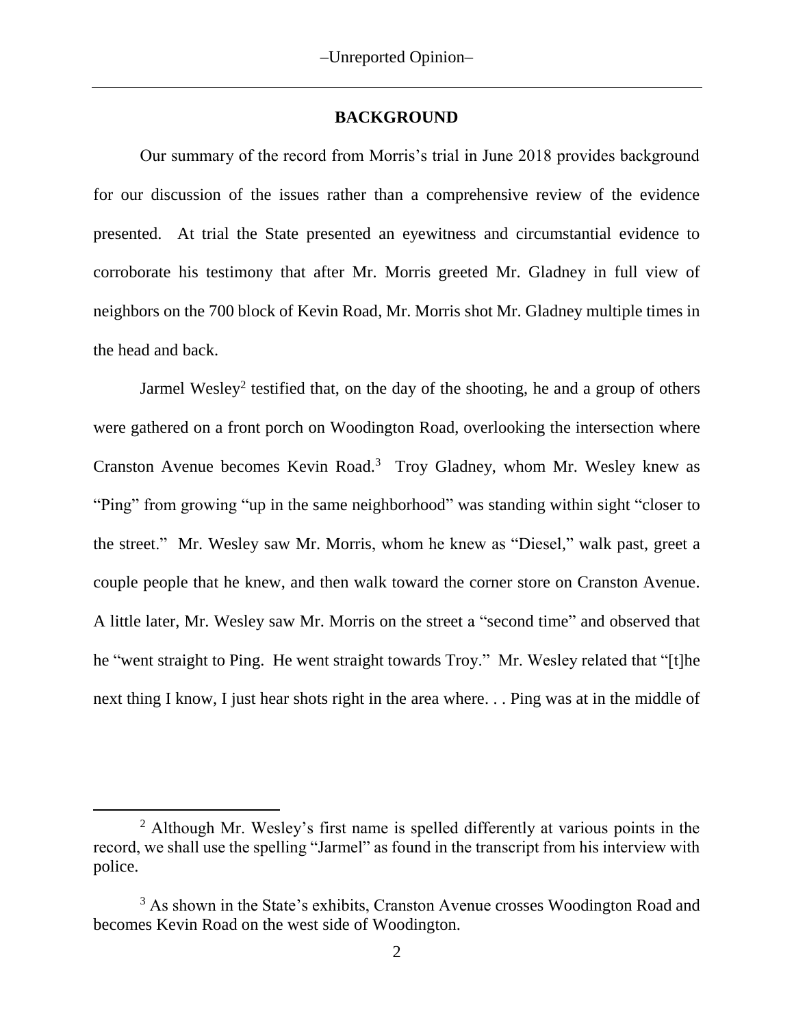## BACKGROUND

Our summary of the record from Morris's trial in June 2018 provides background for our discussion of the issues rather than a comprehensive review of the evidence presented. At trial the State presented an eyewitness and circumstantial evidence to corroborate his testimony that after Mr. Morris greeted Mr. Gladney in full view of neighbors on the 700 block of Kevin Road, Mr. Morris shot Mr. Gladney multiple times in the head and back.

Jarmel Wesley[2] testified that, on the day of the shooting, he and a group of others were gathered on a front porch on Woodington Road, overlooking the intersection where Cranston Avenue becomes Kevin Road.[3] Troy Gladney, whom Mr. Wesley knew as "Ping" from growing "up in the same neighborhood" was standing within sight "closer to the street." Mr. Wesley saw Mr. Morris, whom he knew as "Diesel," walk past, greet a couple people that he knew, and then walk toward the corner store on Cranston Avenue. A little later, Mr. Wesley saw Mr. Morris on the street a "second time" and observed that he "went straight to Ping. He went straight towards Troy." Mr. Wesley related that "[t]he next thing I know, I just hear shots right in the area where. . . Ping was at in the middle of

---

[2] Although Mr. Wesley's first name is spelled differently at various points in the record, we shall use the spelling "Jarmel" as found in the transcript from his interview with police.

[3] As shown in the State's exhibits, Cranston Avenue crosses Woodington Road and becomes Kevin Road on the west side of Woodington.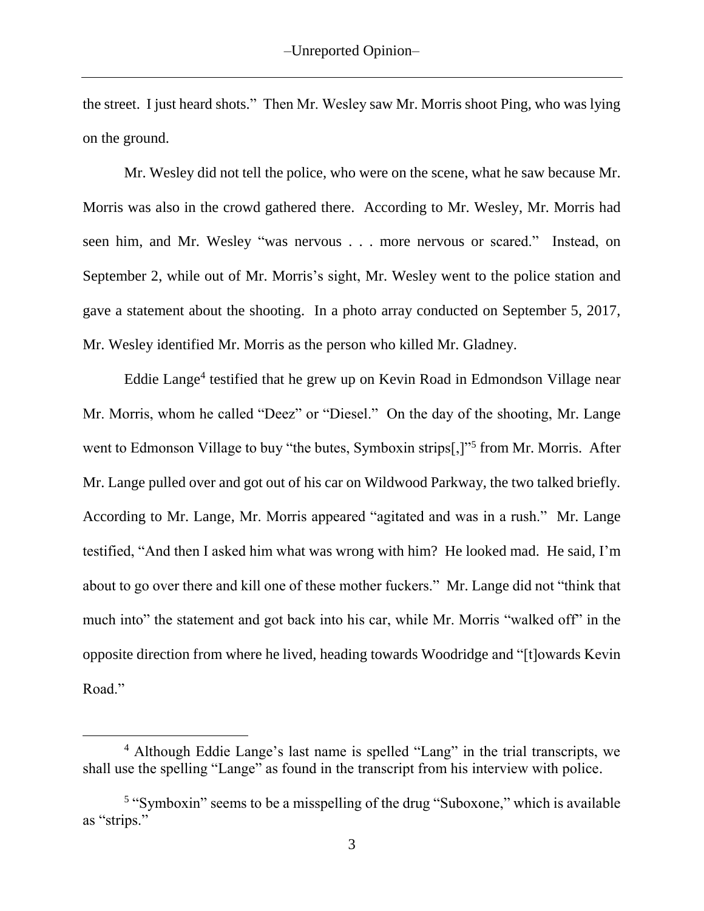the street. I just heard shots." Then Mr. Wesley saw Mr. Morris shoot Ping, who was lying on the ground.

Mr. Wesley did not tell the police, who were on the scene, what he saw because Mr. Morris was also in the crowd gathered there. According to Mr. Wesley, Mr. Morris had seen him, and Mr. Wesley "was nervous . . . more nervous or scared." Instead, on September 2, while out of Mr. Morris's sight, Mr. Wesley went to the police station and gave a statement about the shooting. In a photo array conducted on September 5, 2017, Mr. Wesley identified Mr. Morris as the person who killed Mr. Gladney.

Eddie Lange[4] testified that he grew up on Kevin Road in Edmondson Village near Mr. Morris, whom he called "Deez" or "Diesel." On the day of the shooting, Mr. Lange went to Edmonson Village to buy "the butes, Symboxin strips[,]"[5] from Mr. Morris. After Mr. Lange pulled over and got out of his car on Wildwood Parkway, the two talked briefly. According to Mr. Lange, Mr. Morris appeared "agitated and was in a rush." Mr. Lange testified, "And then I asked him what was wrong with him? He looked mad. He said, I'm about to go over there and kill one of these mother fuckers." Mr. Lange did not "think that much into" the statement and got back into his car, while Mr. Morris "walked off" in the opposite direction from where he lived, heading towards Woodridge and "[t]owards Kevin Road."

---

[4] Although Eddie Lange's last name is spelled "Lang" in the trial transcripts, we shall use the spelling "Lange" as found in the transcript from his interview with police.

[5] "Symboxin" seems to be a misspelling of the drug "Suboxone," which is available as "strips."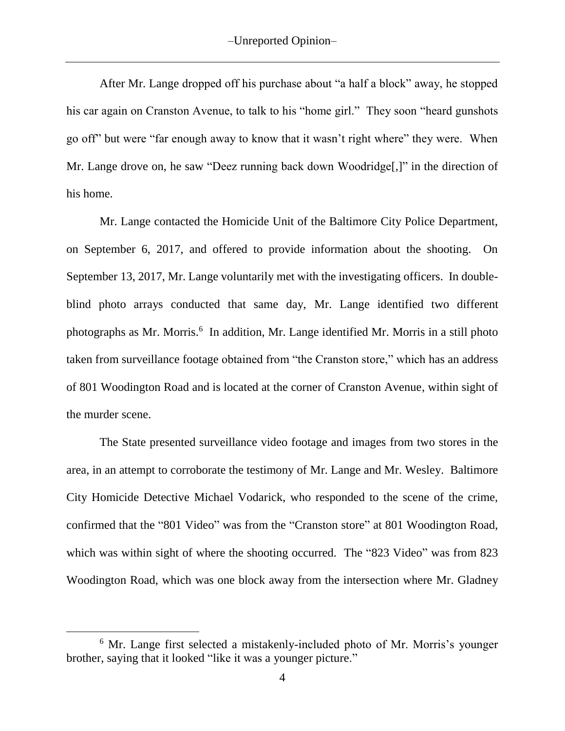After Mr. Lange dropped off his purchase about "a half a block" away, he stopped his car again on Cranston Avenue, to talk to his "home girl." They soon "heard gunshots go off" but were "far enough away to know that it wasn't right where" they were. When Mr. Lange drove on, he saw "Deez running back down Woodridge[,]" in the direction of his home.

Mr. Lange contacted the Homicide Unit of the Baltimore City Police Department, on September 6, 2017, and offered to provide information about the shooting. On September 13, 2017, Mr. Lange voluntarily met with the investigating officers. In double-blind photo arrays conducted that same day, Mr. Lange identified two different photographs as Mr. Morris.[6] In addition, Mr. Lange identified Mr. Morris in a still photo taken from surveillance footage obtained from "the Cranston store," which has an address of 801 Woodington Road and is located at the corner of Cranston Avenue, within sight of the murder scene.

The State presented surveillance video footage and images from two stores in the area, in an attempt to corroborate the testimony of Mr. Lange and Mr. Wesley. Baltimore City Homicide Detective Michael Vodarick, who responded to the scene of the crime, confirmed that the "801 Video" was from the "Cranston store" at 801 Woodington Road, which was within sight of where the shooting occurred. The "823 Video" was from 823 Woodington Road, which was one block away from the intersection where Mr. Gladney

[6] Mr. Lange first selected a mistakenly-included photo of Mr. Morris's younger brother, saying that it looked "like it was a younger picture."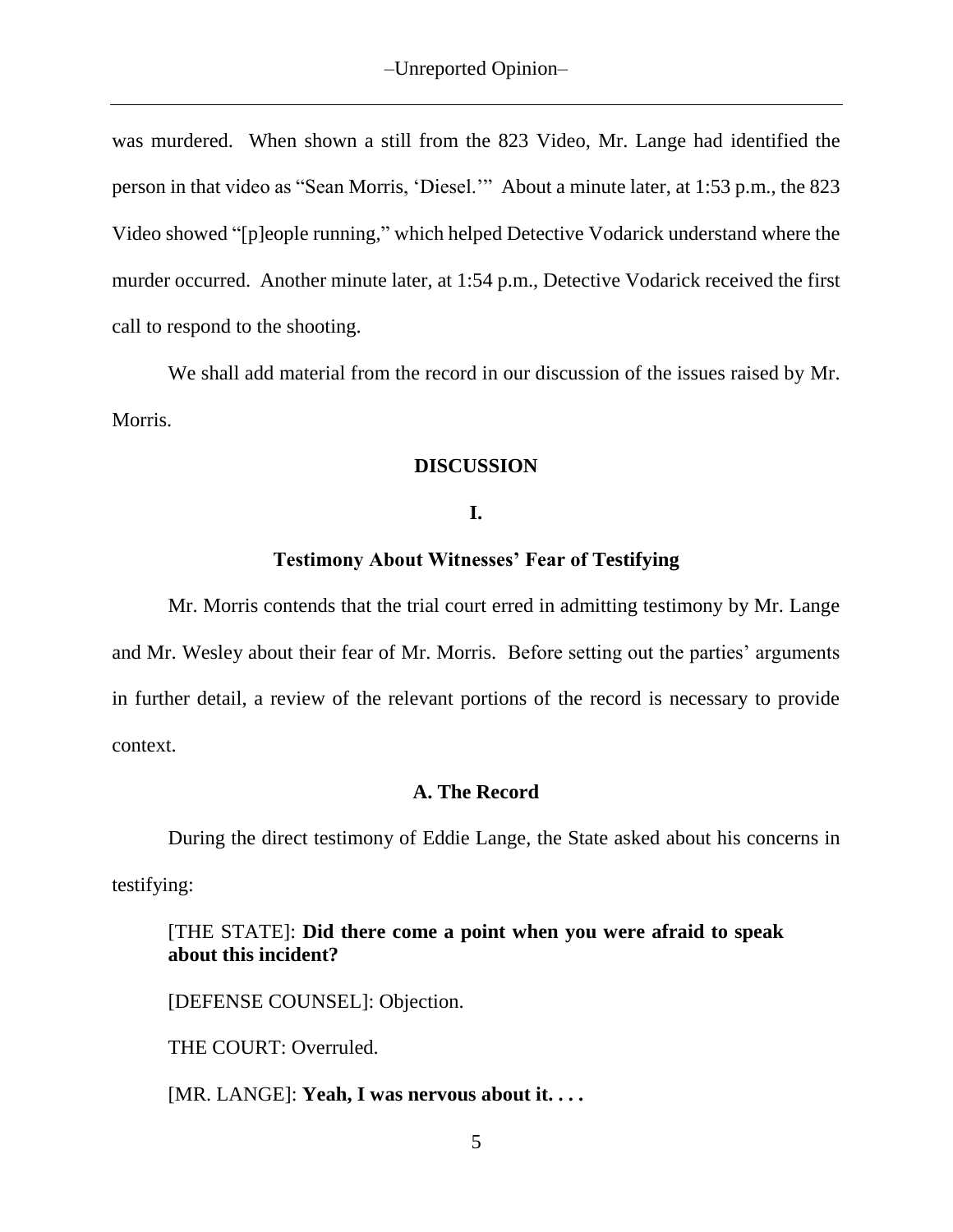was murdered. When shown a still from the 823 Video, Mr. Lange had identified the person in that video as "Sean Morris, 'Diesel.'" About a minute later, at 1:53 p.m., the 823 Video showed "[p]eople running," which helped Detective Vodarick understand where the murder occurred. Another minute later, at 1:54 p.m., Detective Vodarick received the first call to respond to the shooting.

We shall add material from the record in our discussion of the issues raised by Mr. Morris.

## DISCUSSION

### I.

### Testimony About Witnesses' Fear of Testifying

Mr. Morris contends that the trial court erred in admitting testimony by Mr. Lange and Mr. Wesley about their fear of Mr. Morris. Before setting out the parties' arguments in further detail, a review of the relevant portions of the record is necessary to provide context.

#### A. The Record

During the direct testimony of Eddie Lange, the State asked about his concerns in testifying:

> [THE STATE]: **Did there come a point when you were afraid to speak about this incident?**
>
> [DEFENSE COUNSEL]: Objection.
>
> THE COURT: Overruled.
>
> [MR. LANGE]: **Yeah, I was nervous about it. . . .**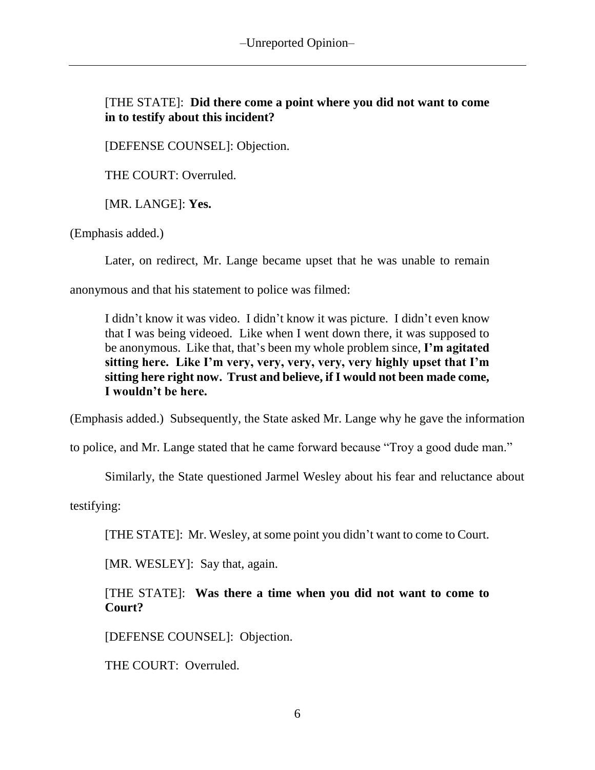> [THE STATE]: **Did there come a point where you did not want to come in to testify about this incident?**
>
> [DEFENSE COUNSEL]: Objection.
>
> THE COURT: Overruled.
>
> [MR. LANGE]: **Yes.**

(Emphasis added.)

Later, on redirect, Mr. Lange became upset that he was unable to remain anonymous and that his statement to police was filmed:

> I didn't know it was video. I didn't know it was picture. I didn't even know that I was being videoed. Like when I went down there, it was supposed to be anonymous. Like that, that's been my whole problem since, **I'm agitated sitting here. Like I'm very, very, very, very, very highly upset that I'm sitting here right now. Trust and believe, if I would not been made come, I wouldn't be here.**

(Emphasis added.) Subsequently, the State asked Mr. Lange why he gave the information to police, and Mr. Lange stated that he came forward because "Troy a good dude man."

Similarly, the State questioned Jarmel Wesley about his fear and reluctance about testifying:

> [THE STATE]: Mr. Wesley, at some point you didn't want to come to Court.
>
> [MR. WESLEY]: Say that, again.
>
> [THE STATE]: **Was there a time when you did not want to come to Court?**
>
> [DEFENSE COUNSEL]: Objection.
>
> THE COURT: Overruled.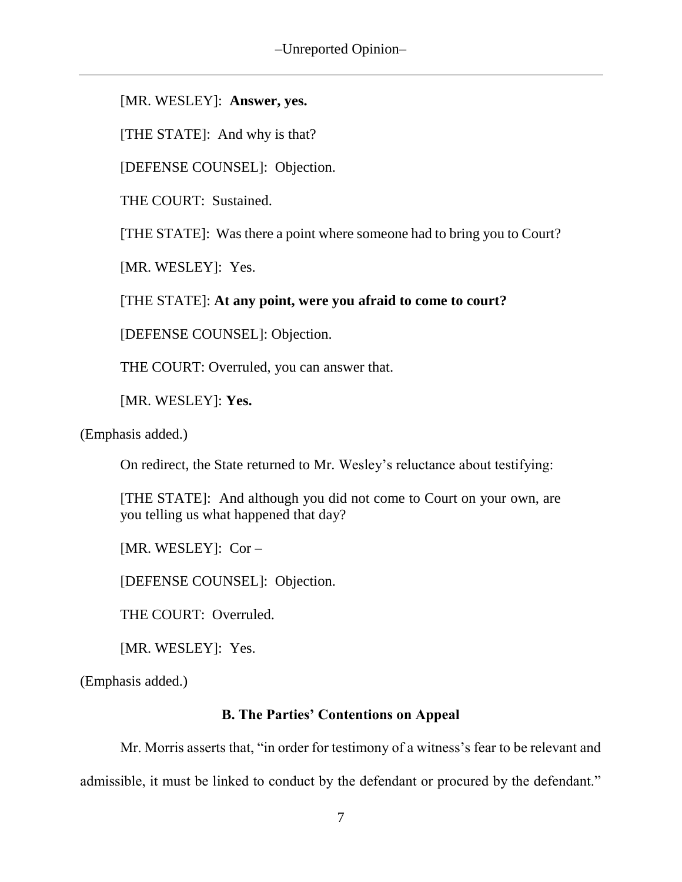[MR. WESLEY]: **Answer, yes.**

[THE STATE]: And why is that?

[DEFENSE COUNSEL]: Objection.

THE COURT: Sustained.

[THE STATE]: Was there a point where someone had to bring you to Court?

[MR. WESLEY]: Yes.

[THE STATE]: **At any point, were you afraid to come to court?**

[DEFENSE COUNSEL]: Objection.

THE COURT: Overruled, you can answer that.

[MR. WESLEY]: **Yes.**

(Emphasis added.)

On redirect, the State returned to Mr. Wesley's reluctance about testifying:

> [THE STATE]: And although you did not come to Court on your own, are you telling us what happened that day?
>
> [MR. WESLEY]: Cor –
>
> [DEFENSE COUNSEL]: Objection.
>
> THE COURT: Overruled.
>
> [MR. WESLEY]: Yes.

(Emphasis added.)

### B. The Parties' Contentions on Appeal

Mr. Morris asserts that, "in order for testimony of a witness's fear to be relevant and admissible, it must be linked to conduct by the defendant or procured by the defendant."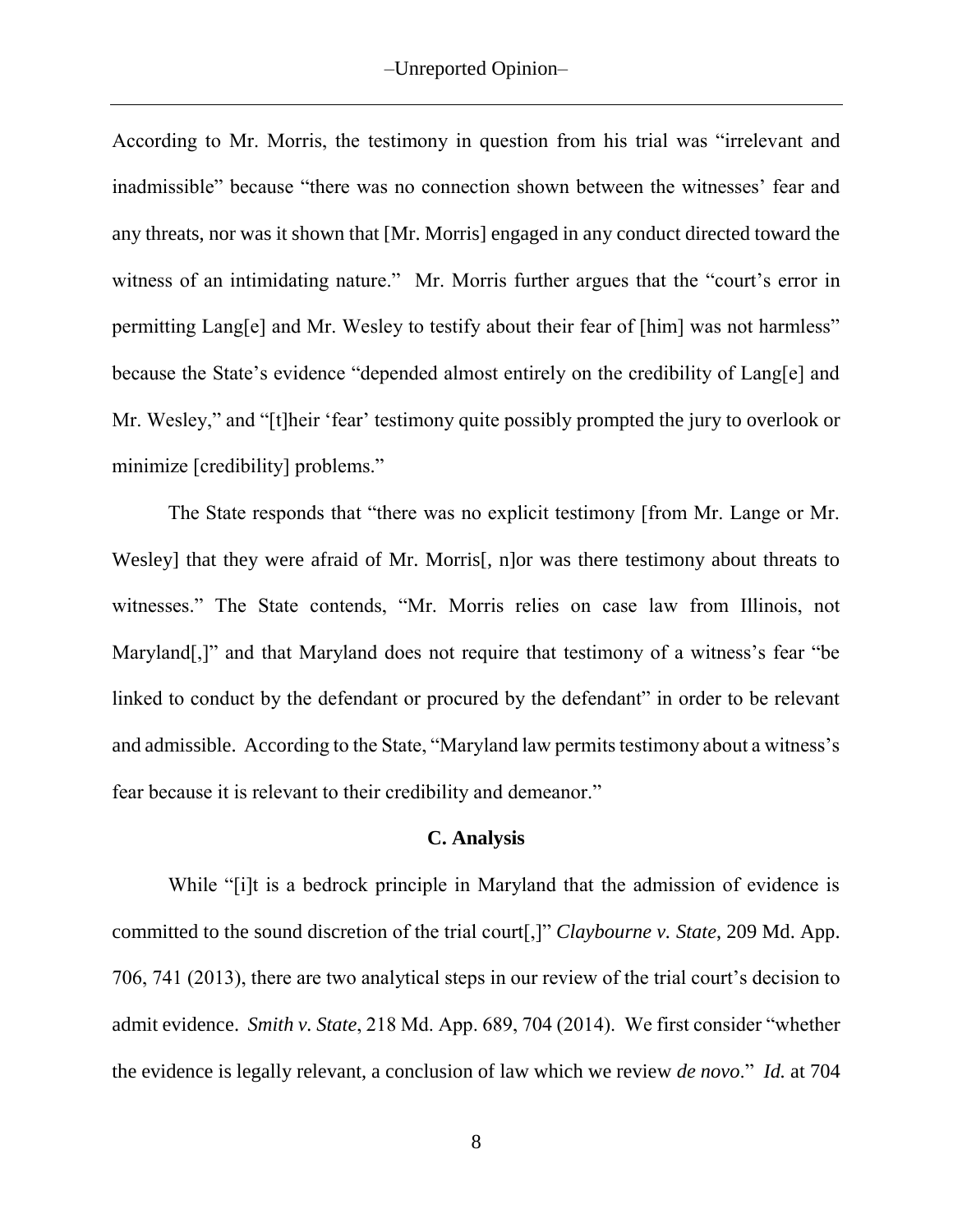According to Mr. Morris, the testimony in question from his trial was "irrelevant and inadmissible" because "there was no connection shown between the witnesses' fear and any threats, nor was it shown that [Mr. Morris] engaged in any conduct directed toward the witness of an intimidating nature." Mr. Morris further argues that the "court's error in permitting Lang[e] and Mr. Wesley to testify about their fear of [him] was not harmless" because the State's evidence "depended almost entirely on the credibility of Lang[e] and Mr. Wesley," and "[t]heir 'fear' testimony quite possibly prompted the jury to overlook or minimize [credibility] problems."

The State responds that "there was no explicit testimony [from Mr. Lange or Mr. Wesley] that they were afraid of Mr. Morris[, n]or was there testimony about threats to witnesses." The State contends, "Mr. Morris relies on case law from Illinois, not Maryland[,]" and that Maryland does not require that testimony of a witness's fear "be linked to conduct by the defendant or procured by the defendant" in order to be relevant and admissible. According to the State, "Maryland law permits testimony about a witness's fear because it is relevant to their credibility and demeanor."

### C. Analysis

While "[i]t is a bedrock principle in Maryland that the admission of evidence is committed to the sound discretion of the trial court[,]" *Claybourne v. State*, 209 Md. App. 706, 741 (2013), there are two analytical steps in our review of the trial court's decision to admit evidence. *Smith v. State*, 218 Md. App. 689, 704 (2014). We first consider "whether the evidence is legally relevant, a conclusion of law which we review *de novo*." *Id.* at 704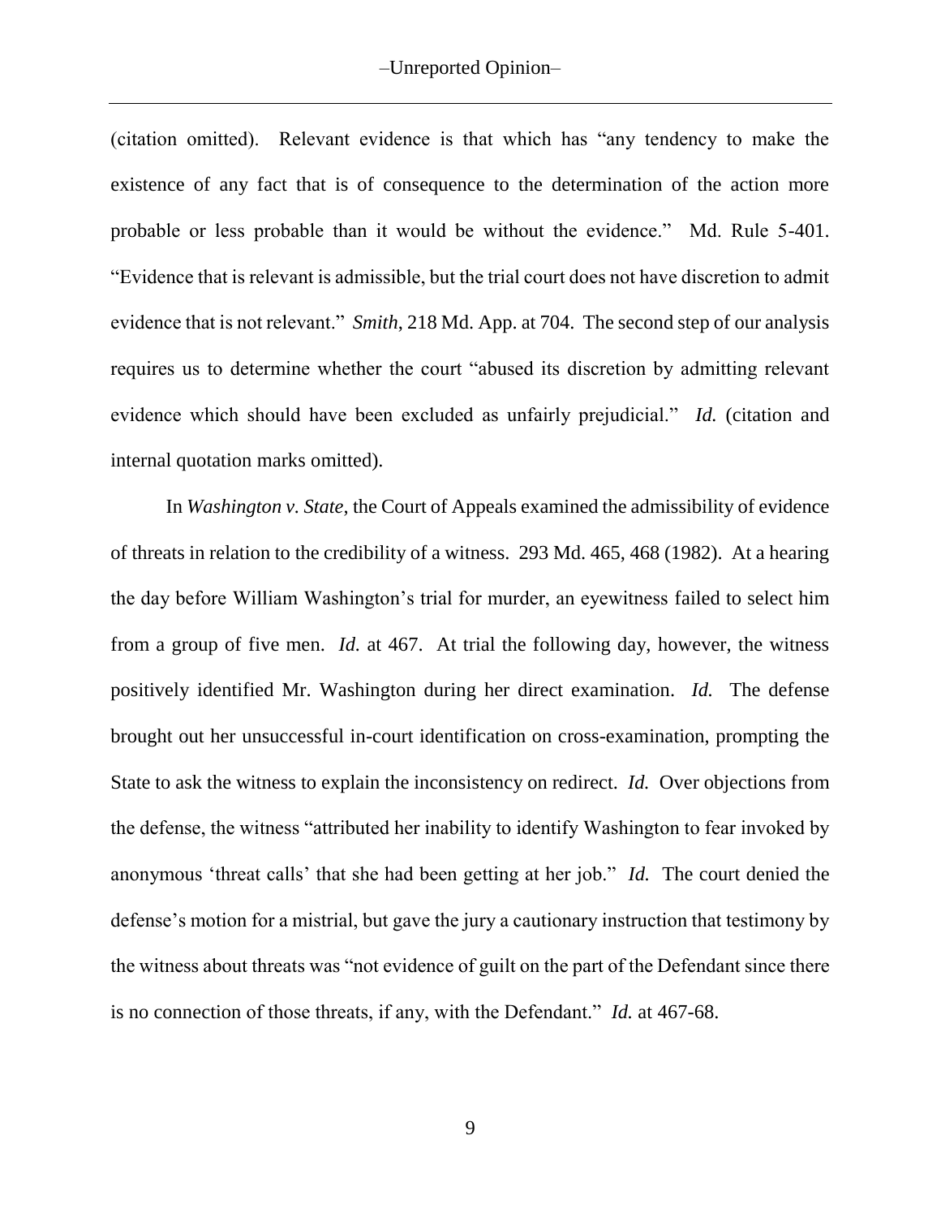(citation omitted). Relevant evidence is that which has "any tendency to make the existence of any fact that is of consequence to the determination of the action more probable or less probable than it would be without the evidence." Md. Rule 5-401. "Evidence that is relevant is admissible, but the trial court does not have discretion to admit evidence that is not relevant." *Smith,* 218 Md. App. at 704. The second step of our analysis requires us to determine whether the court "abused its discretion by admitting relevant evidence which should have been excluded as unfairly prejudicial." *Id.* (citation and internal quotation marks omitted).

In *Washington v. State*, the Court of Appeals examined the admissibility of evidence of threats in relation to the credibility of a witness. 293 Md. 465, 468 (1982). At a hearing the day before William Washington's trial for murder, an eyewitness failed to select him from a group of five men. *Id.* at 467. At trial the following day, however, the witness positively identified Mr. Washington during her direct examination. *Id.* The defense brought out her unsuccessful in-court identification on cross-examination, prompting the State to ask the witness to explain the inconsistency on redirect. *Id.* Over objections from the defense, the witness "attributed her inability to identify Washington to fear invoked by anonymous 'threat calls' that she had been getting at her job." *Id.* The court denied the defense's motion for a mistrial, but gave the jury a cautionary instruction that testimony by the witness about threats was "not evidence of guilt on the part of the Defendant since there is no connection of those threats, if any, with the Defendant." *Id.* at 467-68.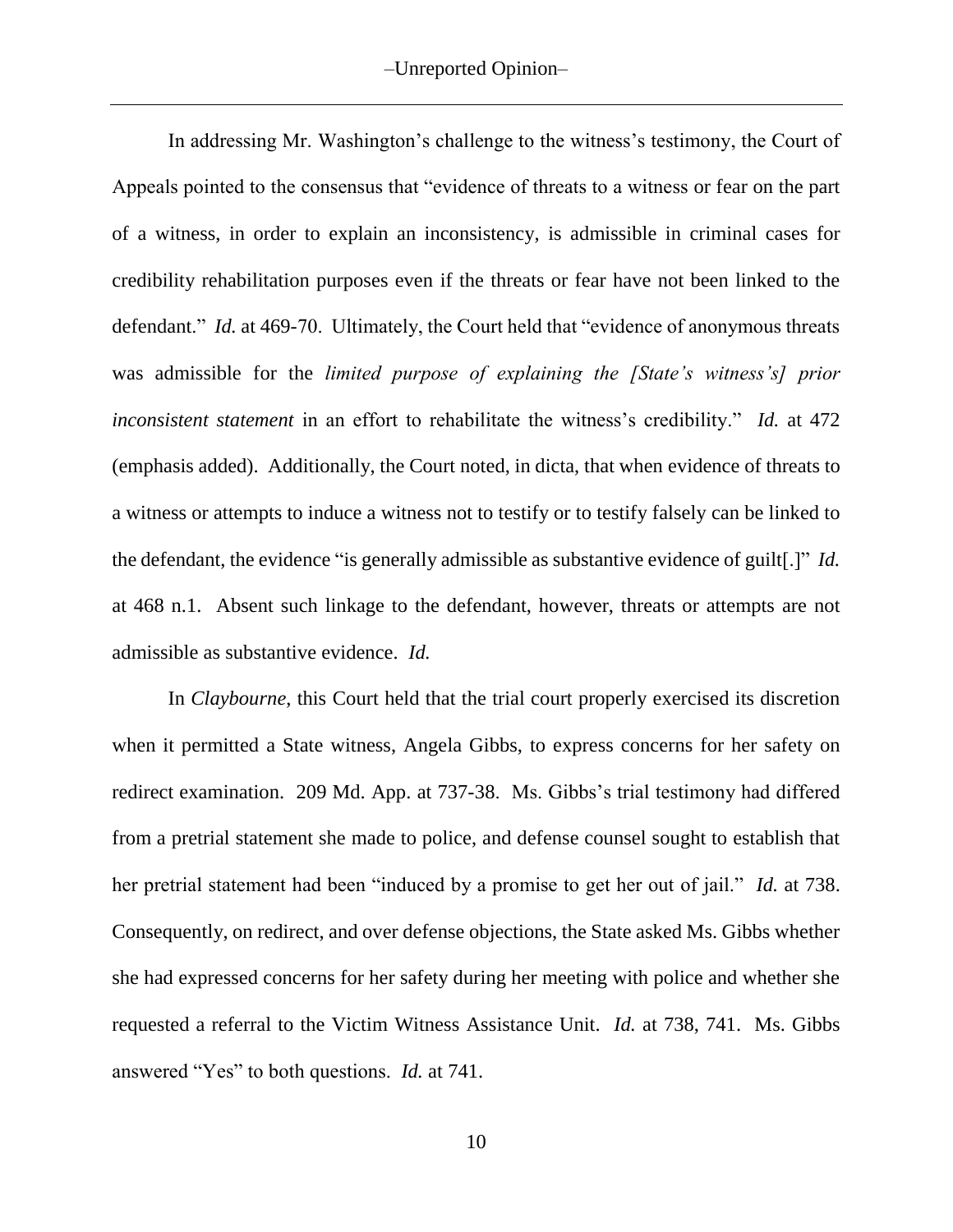In addressing Mr. Washington's challenge to the witness's testimony, the Court of Appeals pointed to the consensus that "evidence of threats to a witness or fear on the part of a witness, in order to explain an inconsistency, is admissible in criminal cases for credibility rehabilitation purposes even if the threats or fear have not been linked to the defendant." *Id.* at 469-70. Ultimately, the Court held that "evidence of anonymous threats was admissible for the *limited purpose of explaining the [State's witness's] prior inconsistent statement* in an effort to rehabilitate the witness's credibility." *Id.* at 472 (emphasis added). Additionally, the Court noted, in dicta, that when evidence of threats to a witness or attempts to induce a witness not to testify or to testify falsely can be linked to the defendant, the evidence "is generally admissible as substantive evidence of guilt[.]" *Id.* at 468 n.1. Absent such linkage to the defendant, however, threats or attempts are not admissible as substantive evidence. *Id.*

In *Claybourne*, this Court held that the trial court properly exercised its discretion when it permitted a State witness, Angela Gibbs, to express concerns for her safety on redirect examination. 209 Md. App. at 737-38. Ms. Gibbs's trial testimony had differed from a pretrial statement she made to police, and defense counsel sought to establish that her pretrial statement had been "induced by a promise to get her out of jail." *Id.* at 738. Consequently, on redirect, and over defense objections, the State asked Ms. Gibbs whether she had expressed concerns for her safety during her meeting with police and whether she requested a referral to the Victim Witness Assistance Unit. *Id.* at 738, 741. Ms. Gibbs answered "Yes" to both questions. *Id.* at 741.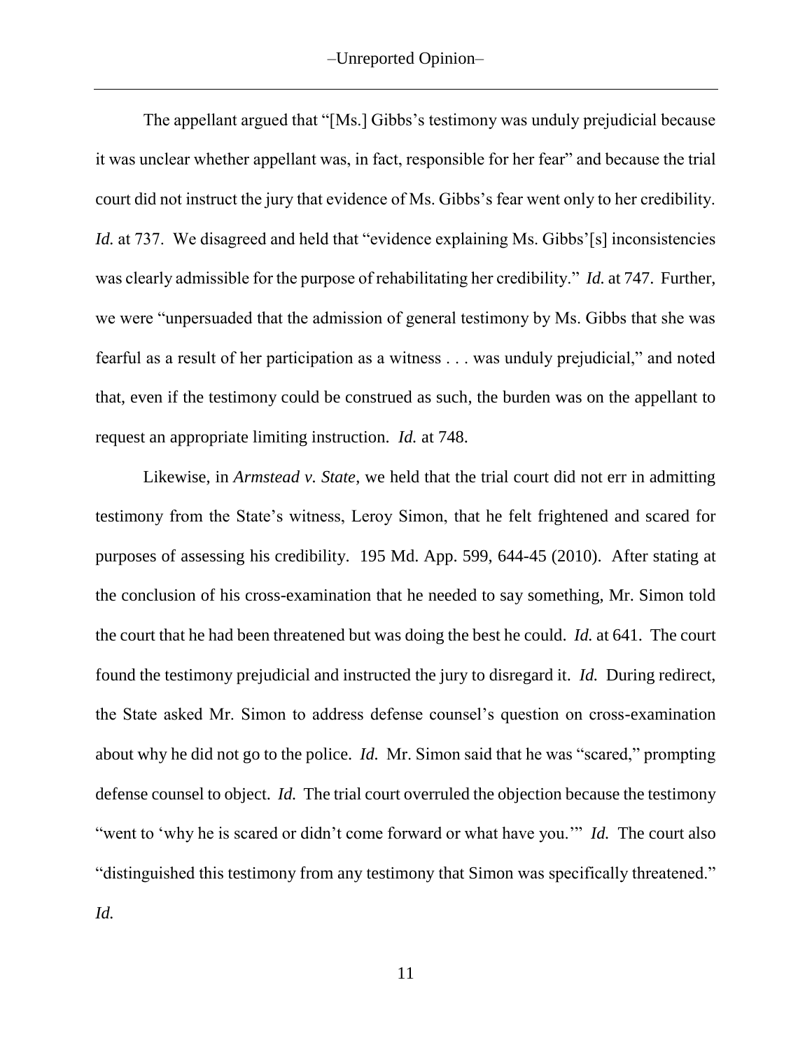The appellant argued that "[Ms.] Gibbs's testimony was unduly prejudicial because it was unclear whether appellant was, in fact, responsible for her fear" and because the trial court did not instruct the jury that evidence of Ms. Gibbs's fear went only to her credibility. *Id.* at 737. We disagreed and held that "evidence explaining Ms. Gibbs'[s] inconsistencies was clearly admissible for the purpose of rehabilitating her credibility." *Id.* at 747. Further, we were "unpersuaded that the admission of general testimony by Ms. Gibbs that she was fearful as a result of her participation as a witness . . . was unduly prejudicial," and noted that, even if the testimony could be construed as such, the burden was on the appellant to request an appropriate limiting instruction. *Id.* at 748.

Likewise, in *Armstead v. State*, we held that the trial court did not err in admitting testimony from the State's witness, Leroy Simon, that he felt frightened and scared for purposes of assessing his credibility. 195 Md. App. 599, 644-45 (2010). After stating at the conclusion of his cross-examination that he needed to say something, Mr. Simon told the court that he had been threatened but was doing the best he could. *Id.* at 641. The court found the testimony prejudicial and instructed the jury to disregard it. *Id.* During redirect, the State asked Mr. Simon to address defense counsel's question on cross-examination about why he did not go to the police. *Id.* Mr. Simon said that he was "scared," prompting defense counsel to object. *Id.* The trial court overruled the objection because the testimony "went to 'why he is scared or didn't come forward or what have you.'" *Id.* The court also "distinguished this testimony from any testimony that Simon was specifically threatened." *Id.*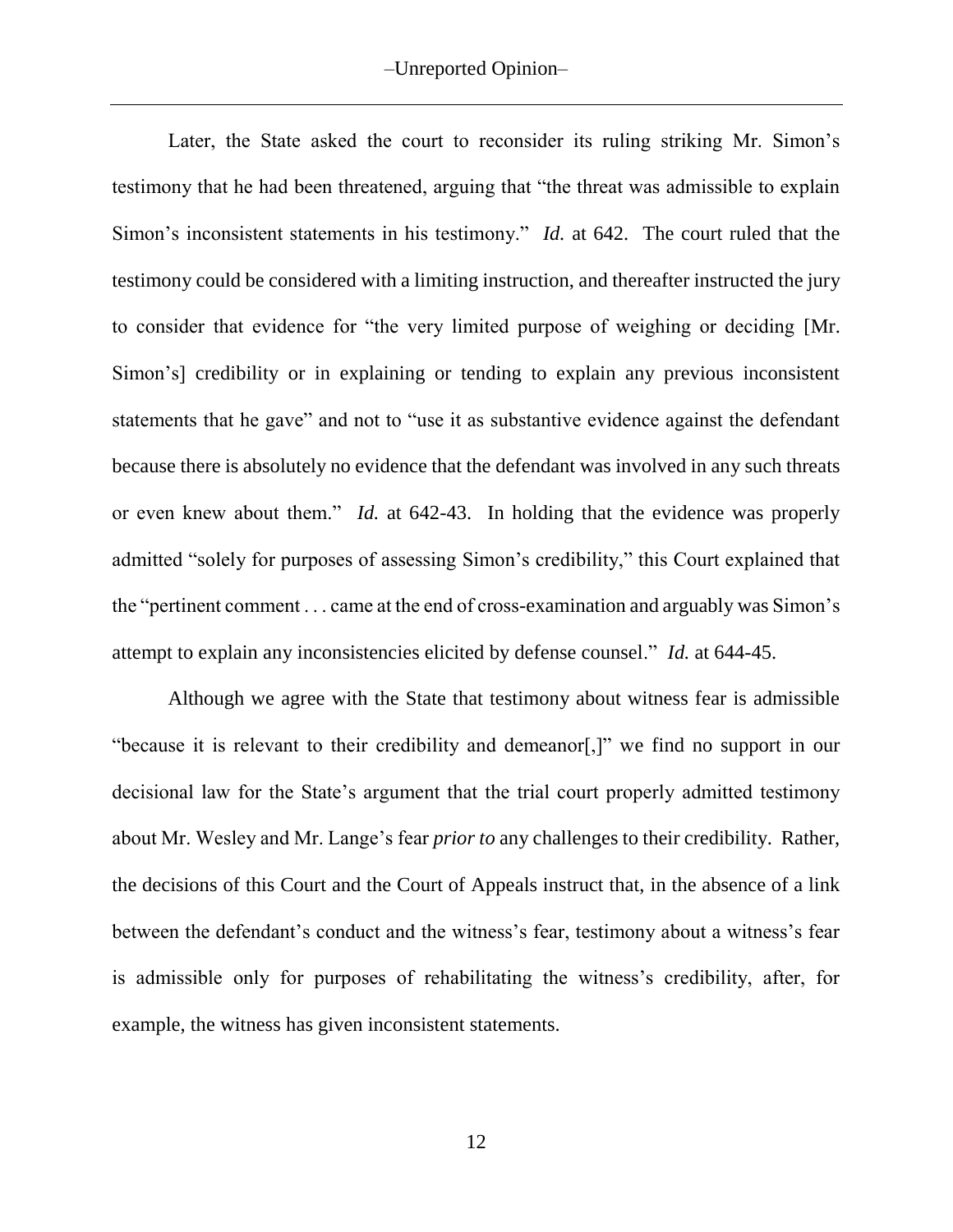Later, the State asked the court to reconsider its ruling striking Mr. Simon's testimony that he had been threatened, arguing that "the threat was admissible to explain Simon's inconsistent statements in his testimony." *Id.* at 642. The court ruled that the testimony could be considered with a limiting instruction, and thereafter instructed the jury to consider that evidence for "the very limited purpose of weighing or deciding [Mr. Simon's] credibility or in explaining or tending to explain any previous inconsistent statements that he gave" and not to "use it as substantive evidence against the defendant because there is absolutely no evidence that the defendant was involved in any such threats or even knew about them." *Id.* at 642-43. In holding that the evidence was properly admitted "solely for purposes of assessing Simon's credibility," this Court explained that the "pertinent comment . . . came at the end of cross-examination and arguably was Simon's attempt to explain any inconsistencies elicited by defense counsel." *Id.* at 644-45.

Although we agree with the State that testimony about witness fear is admissible "because it is relevant to their credibility and demeanor[,]" we find no support in our decisional law for the State's argument that the trial court properly admitted testimony about Mr. Wesley and Mr. Lange's fear *prior to* any challenges to their credibility. Rather, the decisions of this Court and the Court of Appeals instruct that, in the absence of a link between the defendant's conduct and the witness's fear, testimony about a witness's fear is admissible only for purposes of rehabilitating the witness's credibility, after, for example, the witness has given inconsistent statements.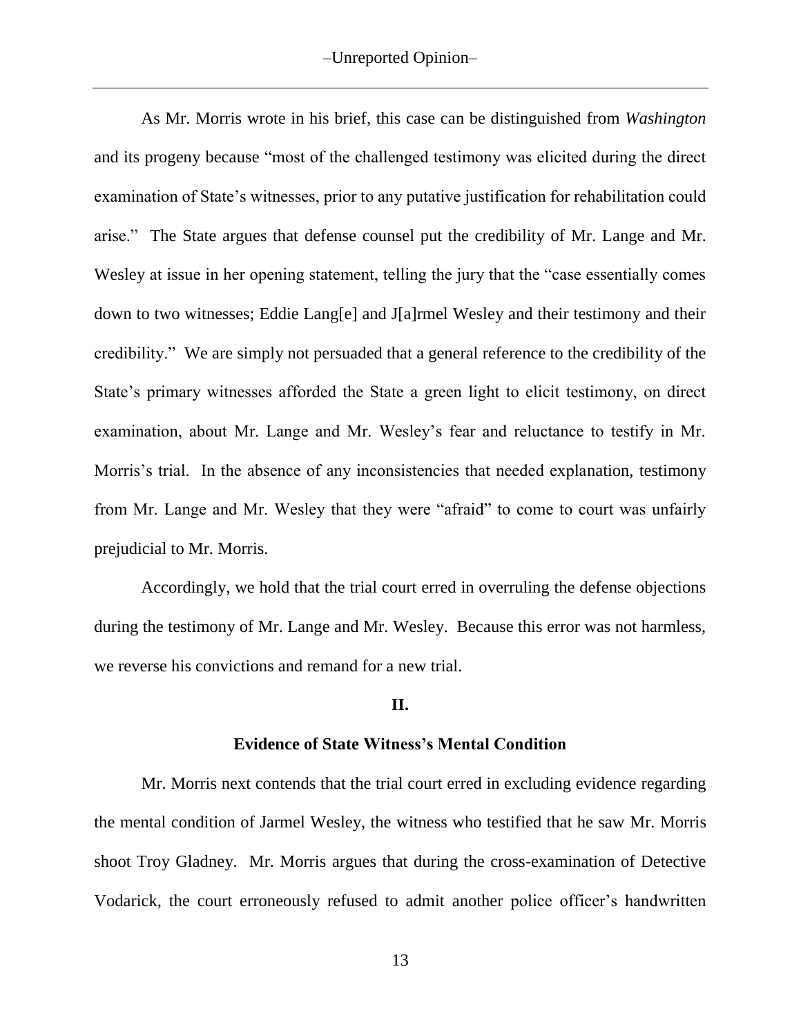As Mr. Morris wrote in his brief, this case can be distinguished from *Washington* and its progeny because "most of the challenged testimony was elicited during the direct examination of State's witnesses, prior to any putative justification for rehabilitation could arise." The State argues that defense counsel put the credibility of Mr. Lange and Mr. Wesley at issue in her opening statement, telling the jury that the "case essentially comes down to two witnesses; Eddie Lang[e] and J[a]rmel Wesley and their testimony and their credibility." We are simply not persuaded that a general reference to the credibility of the State's primary witnesses afforded the State a green light to elicit testimony, on direct examination, about Mr. Lange and Mr. Wesley's fear and reluctance to testify in Mr. Morris's trial. In the absence of any inconsistencies that needed explanation, testimony from Mr. Lange and Mr. Wesley that they were "afraid" to come to court was unfairly prejudicial to Mr. Morris.

Accordingly, we hold that the trial court erred in overruling the defense objections during the testimony of Mr. Lange and Mr. Wesley. Because this error was not harmless, we reverse his convictions and remand for a new trial.

## II.

### Evidence of State Witness's Mental Condition

Mr. Morris next contends that the trial court erred in excluding evidence regarding the mental condition of Jarmel Wesley, the witness who testified that he saw Mr. Morris shoot Troy Gladney. Mr. Morris argues that during the cross-examination of Detective Vodarick, the court erroneously refused to admit another police officer's handwritten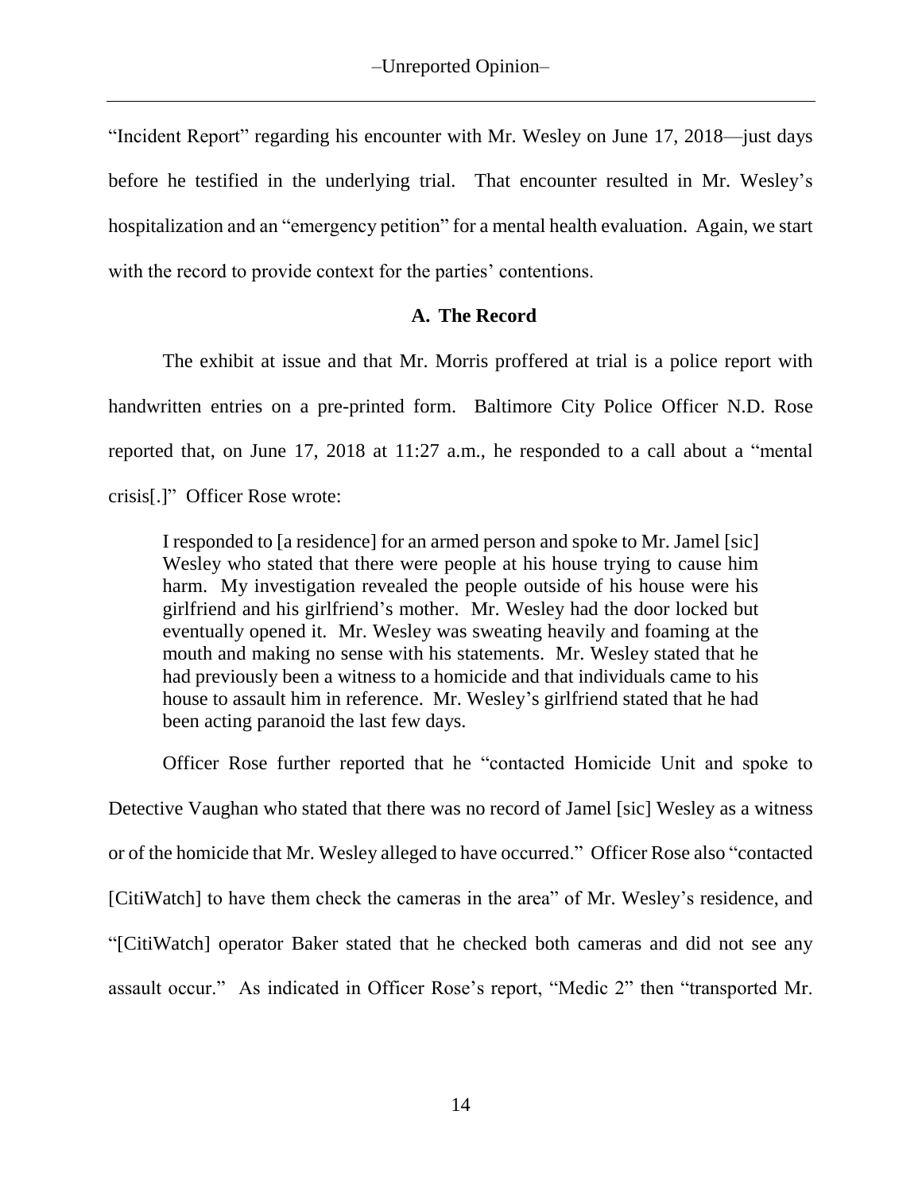"Incident Report" regarding his encounter with Mr. Wesley on June 17, 2018—just days before he testified in the underlying trial. That encounter resulted in Mr. Wesley's hospitalization and an "emergency petition" for a mental health evaluation. Again, we start with the record to provide context for the parties' contentions.

### A. The Record

The exhibit at issue and that Mr. Morris proffered at trial is a police report with handwritten entries on a pre-printed form. Baltimore City Police Officer N.D. Rose reported that, on June 17, 2018 at 11:27 a.m., he responded to a call about a "mental crisis[.]" Officer Rose wrote:

> I responded to [a residence] for an armed person and spoke to Mr. Jamel [sic] Wesley who stated that there were people at his house trying to cause him harm. My investigation revealed the people outside of his house were his girlfriend and his girlfriend's mother. Mr. Wesley had the door locked but eventually opened it. Mr. Wesley was sweating heavily and foaming at the mouth and making no sense with his statements. Mr. Wesley stated that he had previously been a witness to a homicide and that individuals came to his house to assault him in reference. Mr. Wesley's girlfriend stated that he had been acting paranoid the last few days.

Officer Rose further reported that he "contacted Homicide Unit and spoke to Detective Vaughan who stated that there was no record of Jamel [sic] Wesley as a witness or of the homicide that Mr. Wesley alleged to have occurred." Officer Rose also "contacted [CitiWatch] to have them check the cameras in the area" of Mr. Wesley's residence, and "[CitiWatch] operator Baker stated that he checked both cameras and did not see any assault occur." As indicated in Officer Rose's report, "Medic 2" then "transported Mr.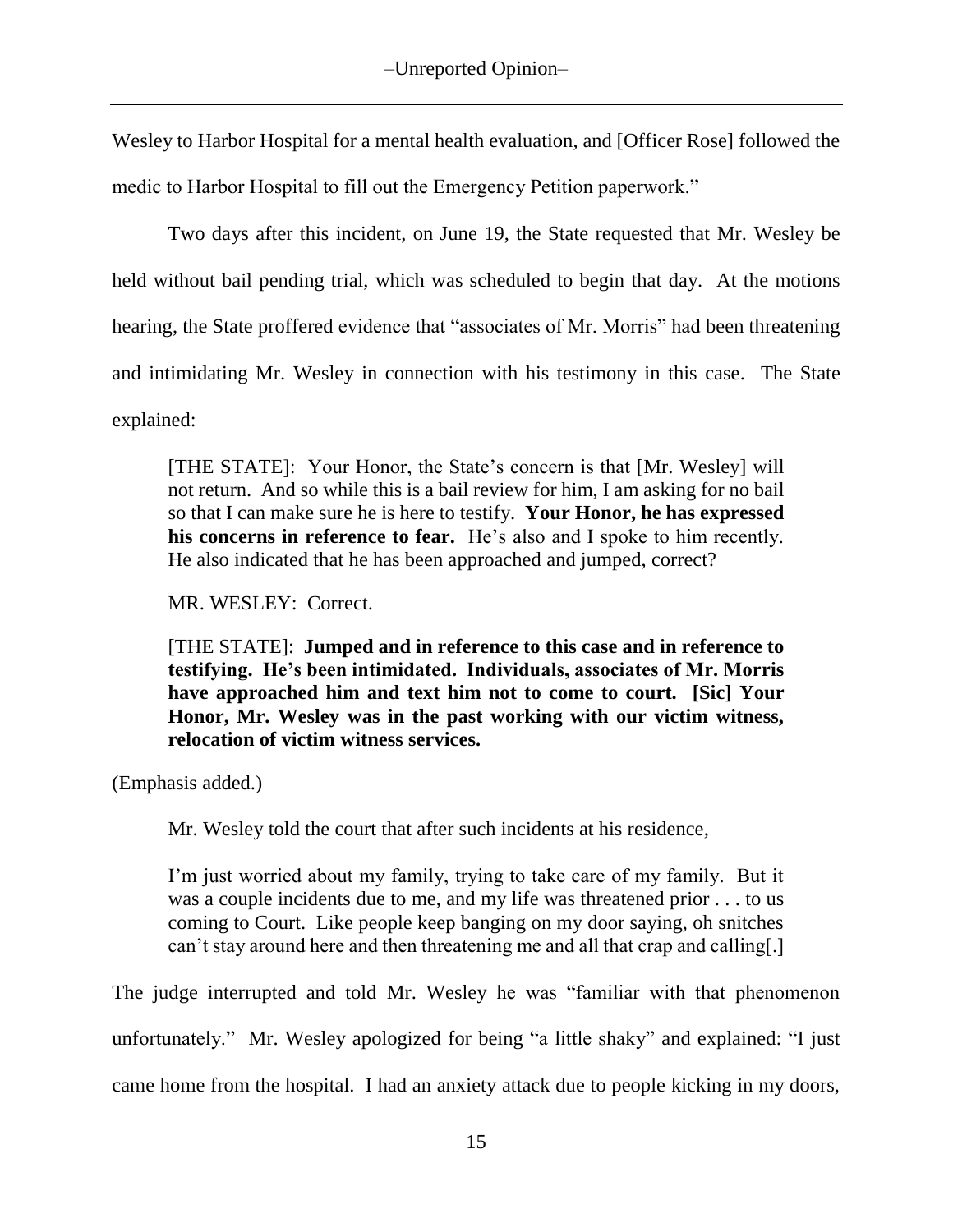Wesley to Harbor Hospital for a mental health evaluation, and [Officer Rose] followed the medic to Harbor Hospital to fill out the Emergency Petition paperwork."

Two days after this incident, on June 19, the State requested that Mr. Wesley be held without bail pending trial, which was scheduled to begin that day. At the motions hearing, the State proffered evidence that "associates of Mr. Morris" had been threatening and intimidating Mr. Wesley in connection with his testimony in this case. The State explained:

> [THE STATE]: Your Honor, the State's concern is that [Mr. Wesley] will not return. And so while this is a bail review for him, I am asking for no bail so that I can make sure he is here to testify. **Your Honor, he has expressed his concerns in reference to fear.** He's also and I spoke to him recently. He also indicated that he has been approached and jumped, correct?
>
> MR. WESLEY: Correct.
>
> [THE STATE]: **Jumped and in reference to this case and in reference to testifying. He's been intimidated. Individuals, associates of Mr. Morris have approached him and text him not to come to court. [Sic] Your Honor, Mr. Wesley was in the past working with our victim witness, relocation of victim witness services.**

(Emphasis added.)

Mr. Wesley told the court that after such incidents at his residence,

> I'm just worried about my family, trying to take care of my family. But it was a couple incidents due to me, and my life was threatened prior . . . to us coming to Court. Like people keep banging on my door saying, oh snitches can't stay around here and then threatening me and all that crap and calling[.]

The judge interrupted and told Mr. Wesley he was "familiar with that phenomenon unfortunately." Mr. Wesley apologized for being "a little shaky" and explained: "I just came home from the hospital. I had an anxiety attack due to people kicking in my doors,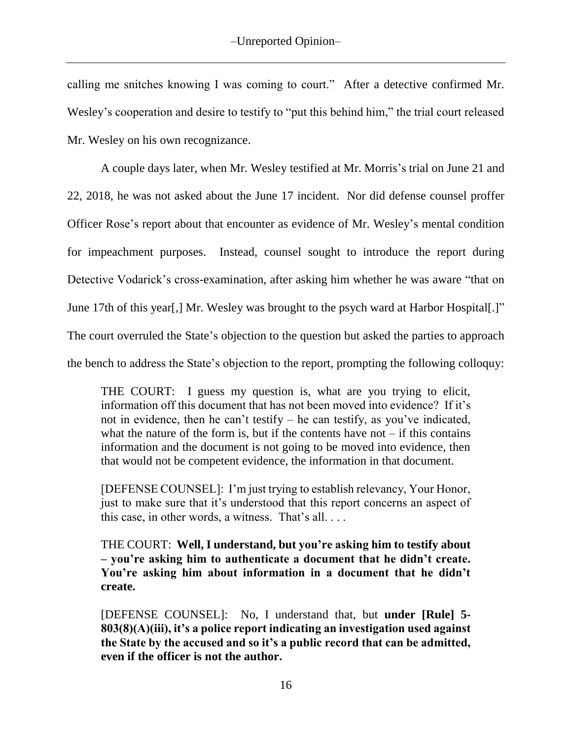calling me snitches knowing I was coming to court." After a detective confirmed Mr. Wesley's cooperation and desire to testify to "put this behind him," the trial court released Mr. Wesley on his own recognizance.

A couple days later, when Mr. Wesley testified at Mr. Morris's trial on June 21 and 22, 2018, he was not asked about the June 17 incident. Nor did defense counsel proffer Officer Rose's report about that encounter as evidence of Mr. Wesley's mental condition for impeachment purposes. Instead, counsel sought to introduce the report during Detective Vodarick's cross-examination, after asking him whether he was aware "that on June 17th of this year[,] Mr. Wesley was brought to the psych ward at Harbor Hospital[.]" The court overruled the State's objection to the question but asked the parties to approach the bench to address the State's objection to the report, prompting the following colloquy:

> THE COURT: I guess my question is, what are you trying to elicit, information off this document that has not been moved into evidence? If it's not in evidence, then he can't testify – he can testify, as you've indicated, what the nature of the form is, but if the contents have not – if this contains information and the document is not going to be moved into evidence, then that would not be competent evidence, the information in that document.
>
> [DEFENSE COUNSEL]: I'm just trying to establish relevancy, Your Honor, just to make sure that it's understood that this report concerns an aspect of this case, in other words, a witness. That's all. . . .
>
> THE COURT: **Well, I understand, but you're asking him to testify about – you're asking him to authenticate a document that he didn't create. You're asking him about information in a document that he didn't create.**
>
> [DEFENSE COUNSEL]: No, I understand that, but **under [Rule] 5-803(8)(A)(iii), it's a police report indicating an investigation used against the State by the accused and so it's a public record that can be admitted, even if the officer is not the author.**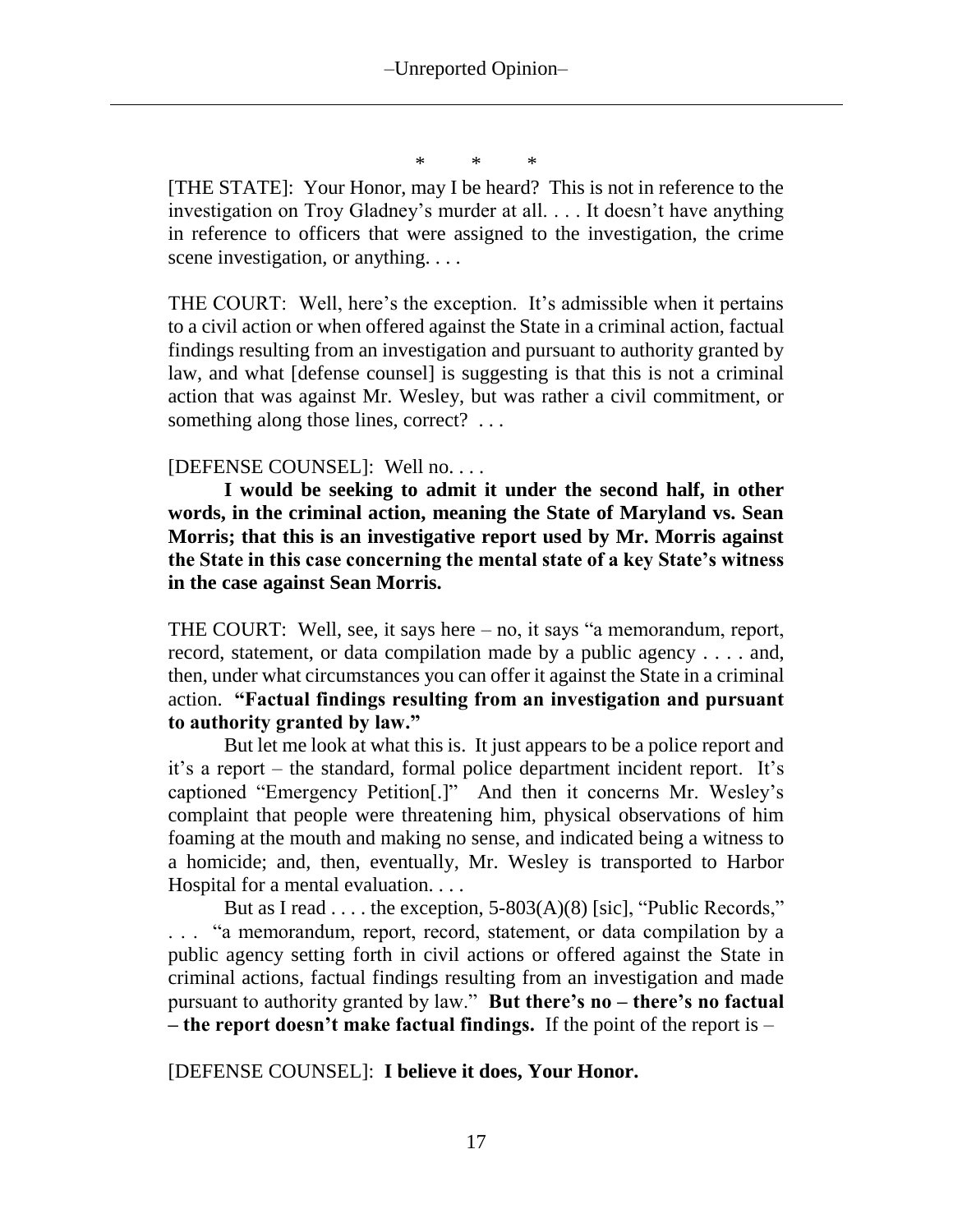\* \* \*

[THE STATE]: Your Honor, may I be heard? This is not in reference to the investigation on Troy Gladney's murder at all. . . . It doesn't have anything in reference to officers that were assigned to the investigation, the crime scene investigation, or anything. . . .

THE COURT: Well, here's the exception. It's admissible when it pertains to a civil action or when offered against the State in a criminal action, factual findings resulting from an investigation and pursuant to authority granted by law, and what [defense counsel] is suggesting is that this is not a criminal action that was against Mr. Wesley, but was rather a civil commitment, or something along those lines, correct? . . .

[DEFENSE COUNSEL]: Well no. . . .

**I would be seeking to admit it under the second half, in other words, in the criminal action, meaning the State of Maryland vs. Sean Morris; that this is an investigative report used by Mr. Morris against the State in this case concerning the mental state of a key State's witness in the case against Sean Morris.**

THE COURT: Well, see, it says here – no, it says "a memorandum, report, record, statement, or data compilation made by a public agency . . . . and, then, under what circumstances you can offer it against the State in a criminal action. **"Factual findings resulting from an investigation and pursuant to authority granted by law."**

But let me look at what this is. It just appears to be a police report and it's a report – the standard, formal police department incident report. It's captioned "Emergency Petition[.]" And then it concerns Mr. Wesley's complaint that people were threatening him, physical observations of him foaming at the mouth and making no sense, and indicated being a witness to a homicide; and, then, eventually, Mr. Wesley is transported to Harbor Hospital for a mental evaluation. . . .

But as I read . . . . the exception, 5-803(A)(8) [sic], "Public Records," . . . "a memorandum, report, record, statement, or data compilation by a public agency setting forth in civil actions or offered against the State in criminal actions, factual findings resulting from an investigation and made pursuant to authority granted by law." **But there's no – there's no factual – the report doesn't make factual findings.** If the point of the report is –

[DEFENSE COUNSEL]: **I believe it does, Your Honor.**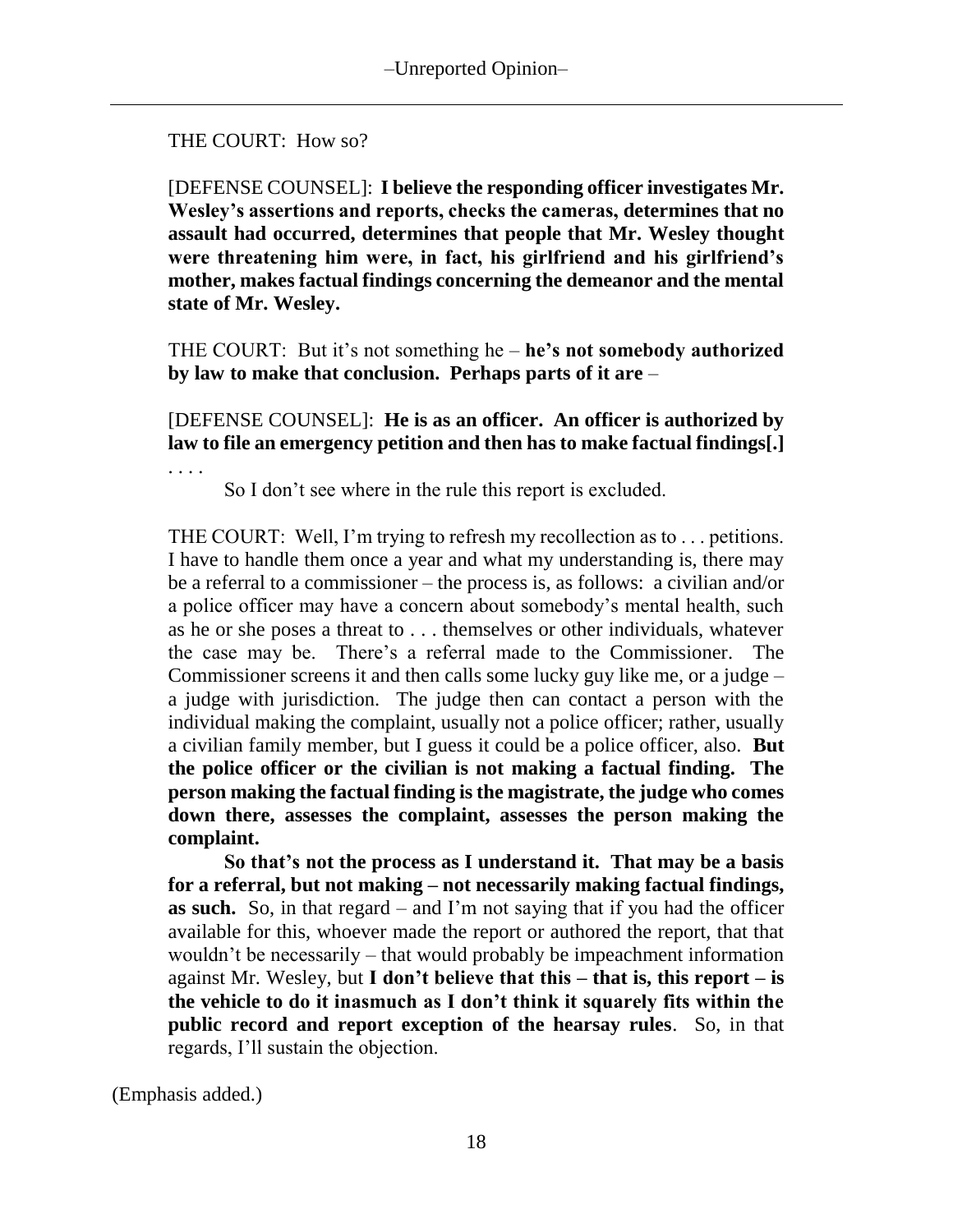THE COURT: How so?

[DEFENSE COUNSEL]: **I believe the responding officer investigates Mr. Wesley's assertions and reports, checks the cameras, determines that no assault had occurred, determines that people that Mr. Wesley thought were threatening him were, in fact, his girlfriend and his girlfriend's mother, makes factual findings concerning the demeanor and the mental state of Mr. Wesley.**

THE COURT: But it's not something he – **he's not somebody authorized by law to make that conclusion. Perhaps parts of it are** –

[DEFENSE COUNSEL]: **He is as an officer. An officer is authorized by law to file an emergency petition and then has to make factual findings[.]**

. . . .

So I don't see where in the rule this report is excluded.

THE COURT: Well, I'm trying to refresh my recollection as to . . . petitions. I have to handle them once a year and what my understanding is, there may be a referral to a commissioner – the process is, as follows: a civilian and/or a police officer may have a concern about somebody's mental health, such as he or she poses a threat to . . . themselves or other individuals, whatever the case may be. There's a referral made to the Commissioner. The Commissioner screens it and then calls some lucky guy like me, or a judge – a judge with jurisdiction. The judge then can contact a person with the individual making the complaint, usually not a police officer; rather, usually a civilian family member, but I guess it could be a police officer, also. **But the police officer or the civilian is not making a factual finding. The person making the factual finding is the magistrate, the judge who comes down there, assesses the complaint, assesses the person making the complaint.**

**So that's not the process as I understand it. That may be a basis for a referral, but not making – not necessarily making factual findings, as such.** So, in that regard – and I'm not saying that if you had the officer available for this, whoever made the report or authored the report, that that wouldn't be necessarily – that would probably be impeachment information against Mr. Wesley, but **I don't believe that this – that is, this report – is the vehicle to do it inasmuch as I don't think it squarely fits within the public record and report exception of the hearsay rules**. So, in that regards, I'll sustain the objection.

(Emphasis added.)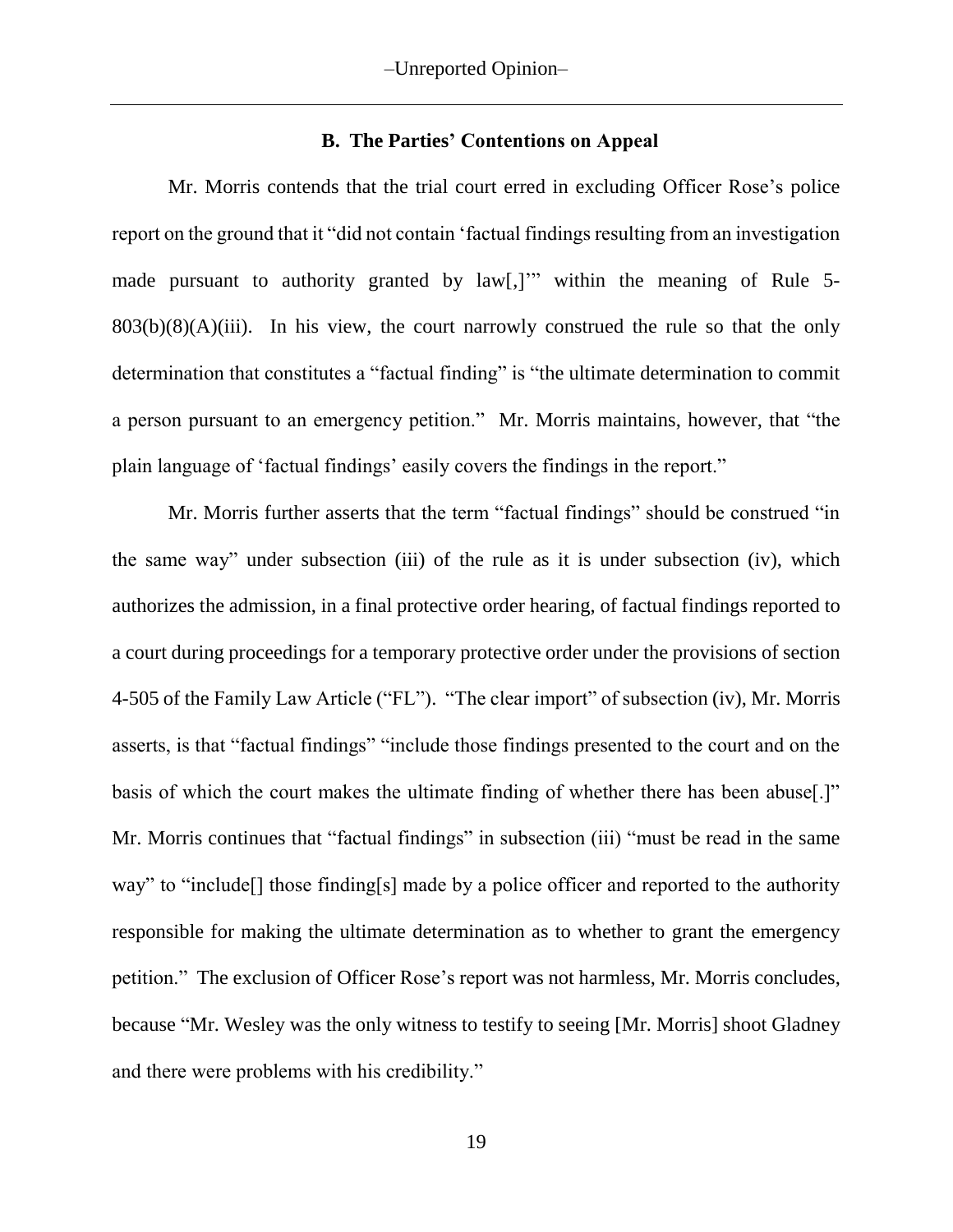### B. The Parties' Contentions on Appeal

Mr. Morris contends that the trial court erred in excluding Officer Rose's police report on the ground that it "did not contain 'factual findings resulting from an investigation made pursuant to authority granted by law[,]'" within the meaning of Rule 5-803(b)(8)(A)(iii). In his view, the court narrowly construed the rule so that the only determination that constitutes a "factual finding" is "the ultimate determination to commit a person pursuant to an emergency petition." Mr. Morris maintains, however, that "the plain language of 'factual findings' easily covers the findings in the report."

Mr. Morris further asserts that the term "factual findings" should be construed "in the same way" under subsection (iii) of the rule as it is under subsection (iv), which authorizes the admission, in a final protective order hearing, of factual findings reported to a court during proceedings for a temporary protective order under the provisions of section 4-505 of the Family Law Article ("FL"). "The clear import" of subsection (iv), Mr. Morris asserts, is that "factual findings" "include those findings presented to the court and on the basis of which the court makes the ultimate finding of whether there has been abuse[.]" Mr. Morris continues that "factual findings" in subsection (iii) "must be read in the same way" to "include[] those finding[s] made by a police officer and reported to the authority responsible for making the ultimate determination as to whether to grant the emergency petition." The exclusion of Officer Rose's report was not harmless, Mr. Morris concludes, because "Mr. Wesley was the only witness to testify to seeing [Mr. Morris] shoot Gladney and there were problems with his credibility."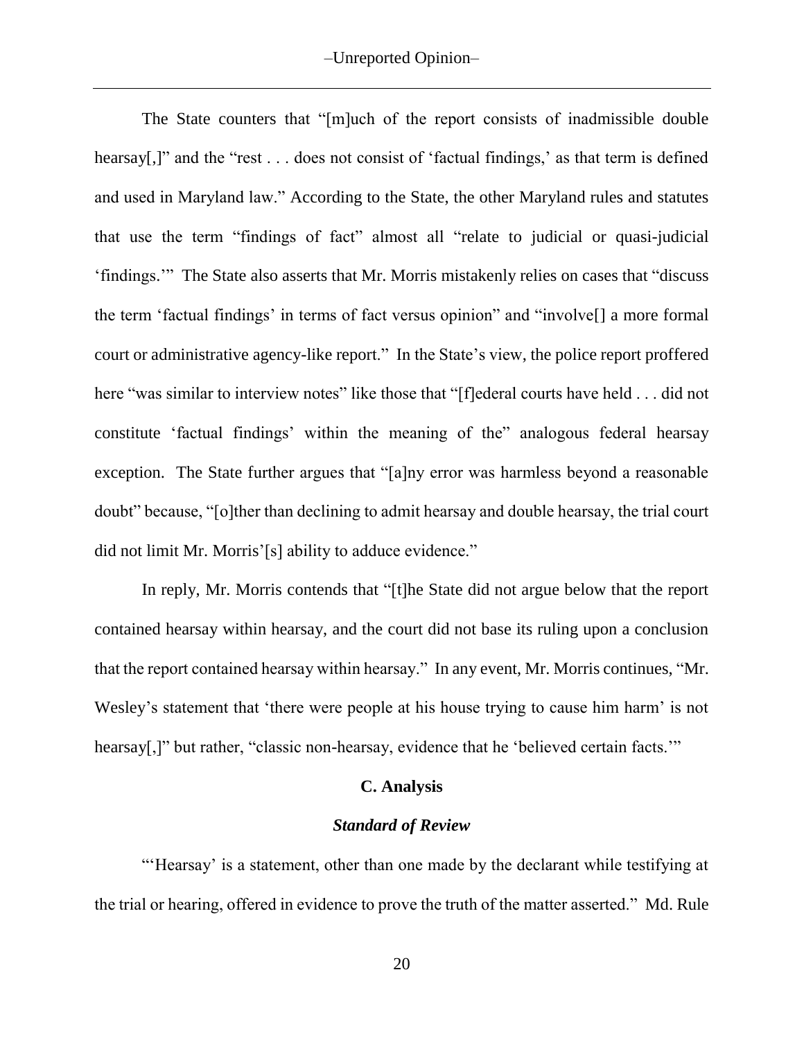The State counters that "[m]uch of the report consists of inadmissible double hearsay[,]" and the "rest . . . does not consist of 'factual findings,' as that term is defined and used in Maryland law." According to the State, the other Maryland rules and statutes that use the term "findings of fact" almost all "relate to judicial or quasi-judicial 'findings.'" The State also asserts that Mr. Morris mistakenly relies on cases that "discuss the term 'factual findings' in terms of fact versus opinion" and "involve[] a more formal court or administrative agency-like report." In the State's view, the police report proffered here "was similar to interview notes" like those that "[f]ederal courts have held . . . did not constitute 'factual findings' within the meaning of the" analogous federal hearsay exception. The State further argues that "[a]ny error was harmless beyond a reasonable doubt" because, "[o]ther than declining to admit hearsay and double hearsay, the trial court did not limit Mr. Morris'[s] ability to adduce evidence."

In reply, Mr. Morris contends that "[t]he State did not argue below that the report contained hearsay within hearsay, and the court did not base its ruling upon a conclusion that the report contained hearsay within hearsay." In any event, Mr. Morris continues, "Mr. Wesley's statement that 'there were people at his house trying to cause him harm' is not hearsay[,]" but rather, "classic non-hearsay, evidence that he 'believed certain facts.'"

### C. Analysis

#### *Standard of Review*

"'Hearsay' is a statement, other than one made by the declarant while testifying at the trial or hearing, offered in evidence to prove the truth of the matter asserted." Md. Rule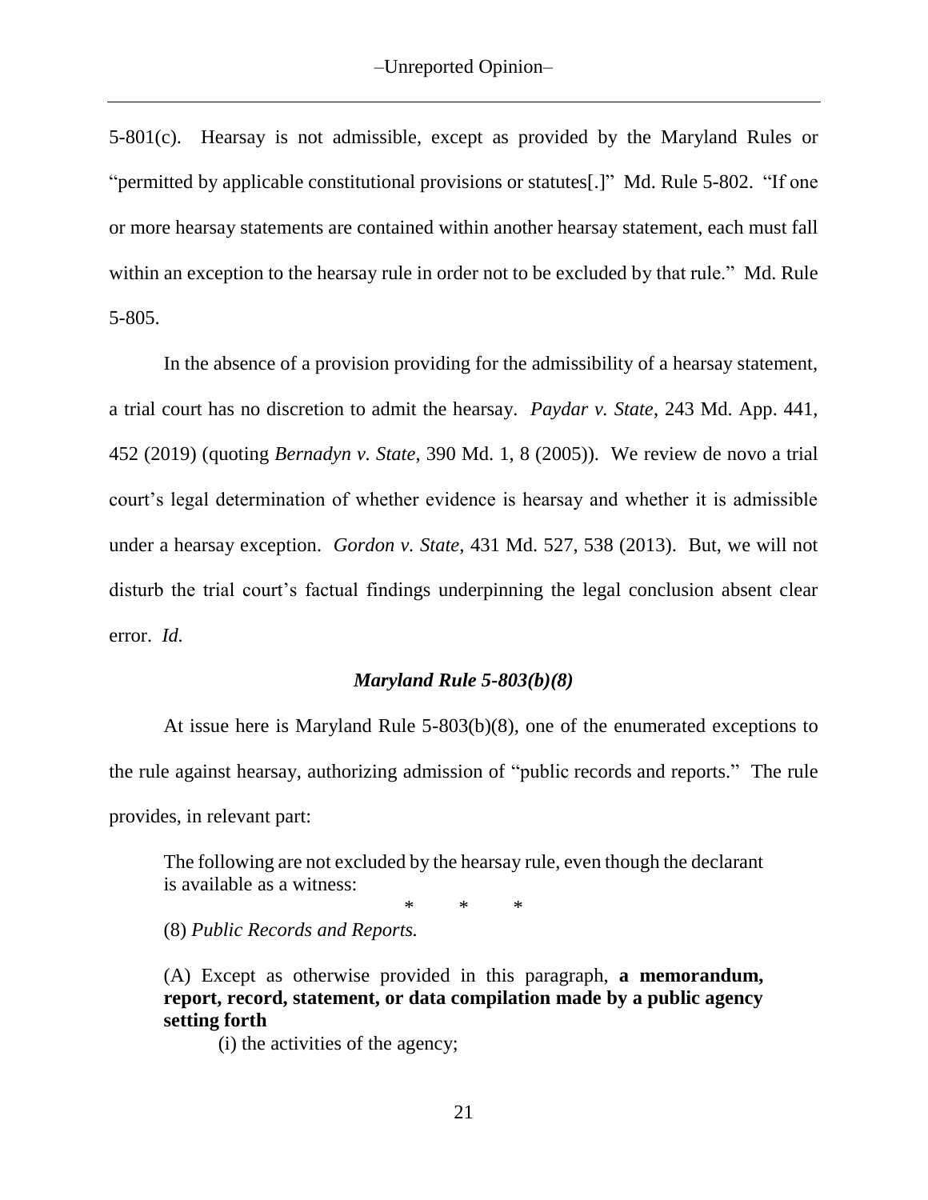5-801(c). Hearsay is not admissible, except as provided by the Maryland Rules or "permitted by applicable constitutional provisions or statutes[.]" Md. Rule 5-802. "If one or more hearsay statements are contained within another hearsay statement, each must fall within an exception to the hearsay rule in order not to be excluded by that rule." Md. Rule 5-805.

In the absence of a provision providing for the admissibility of a hearsay statement, a trial court has no discretion to admit the hearsay. *Paydar v. State*, 243 Md. App. 441, 452 (2019) (quoting *Bernadyn v. State*, 390 Md. 1, 8 (2005)). We review de novo a trial court's legal determination of whether evidence is hearsay and whether it is admissible under a hearsay exception. *Gordon v. State*, 431 Md. 527, 538 (2013). But, we will not disturb the trial court's factual findings underpinning the legal conclusion absent clear error. *Id.*

### *Maryland Rule 5-803(b)(8)*

At issue here is Maryland Rule 5-803(b)(8), one of the enumerated exceptions to the rule against hearsay, authorizing admission of "public records and reports." The rule provides, in relevant part:

> The following are not excluded by the hearsay rule, even though the declarant is available as a witness:
>
> \* \* \*
>
> (8) *Public Records and Reports.*
>
> (A) Except as otherwise provided in this paragraph, **a memorandum, report, record, statement, or data compilation made by a public agency setting forth**
>
> (i) the activities of the agency;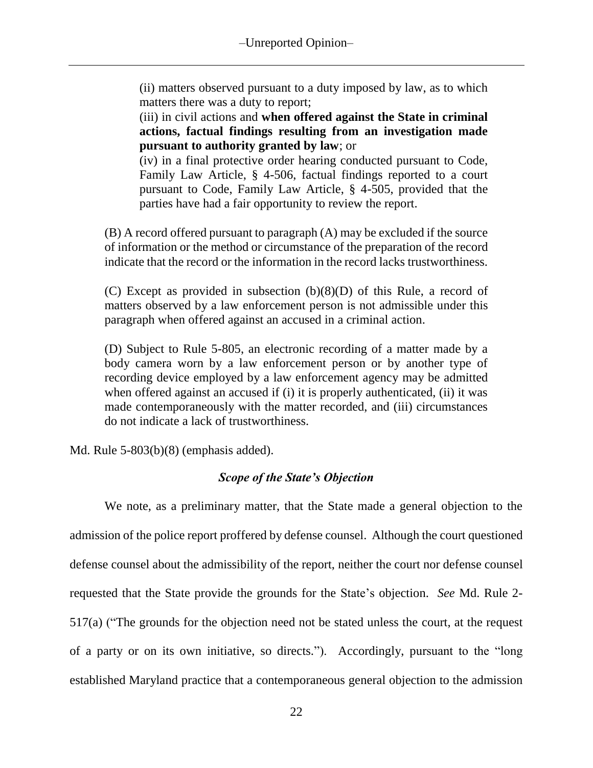> (ii) matters observed pursuant to a duty imposed by law, as to which matters there was a duty to report;
>
> (iii) in civil actions and **when offered against the State in criminal actions, factual findings resulting from an investigation made pursuant to authority granted by law**; or
>
> (iv) in a final protective order hearing conducted pursuant to Code, Family Law Article, § 4-506, factual findings reported to a court pursuant to Code, Family Law Article, § 4-505, provided that the parties have had a fair opportunity to review the report.
>
> (B) A record offered pursuant to paragraph (A) may be excluded if the source of information or the method or circumstance of the preparation of the record indicate that the record or the information in the record lacks trustworthiness.
>
> (C) Except as provided in subsection (b)(8)(D) of this Rule, a record of matters observed by a law enforcement person is not admissible under this paragraph when offered against an accused in a criminal action.
>
> (D) Subject to Rule 5-805, an electronic recording of a matter made by a body camera worn by a law enforcement person or by another type of recording device employed by a law enforcement agency may be admitted when offered against an accused if (i) it is properly authenticated, (ii) it was made contemporaneously with the matter recorded, and (iii) circumstances do not indicate a lack of trustworthiness.

Md. Rule 5-803(b)(8) (emphasis added).

### *Scope of the State's Objection*

We note, as a preliminary matter, that the State made a general objection to the admission of the police report proffered by defense counsel. Although the court questioned defense counsel about the admissibility of the report, neither the court nor defense counsel requested that the State provide the grounds for the State's objection. *See* Md. Rule 2-517(a) ("The grounds for the objection need not be stated unless the court, at the request of a party or on its own initiative, so directs."). Accordingly, pursuant to the "long established Maryland practice that a contemporaneous general objection to the admission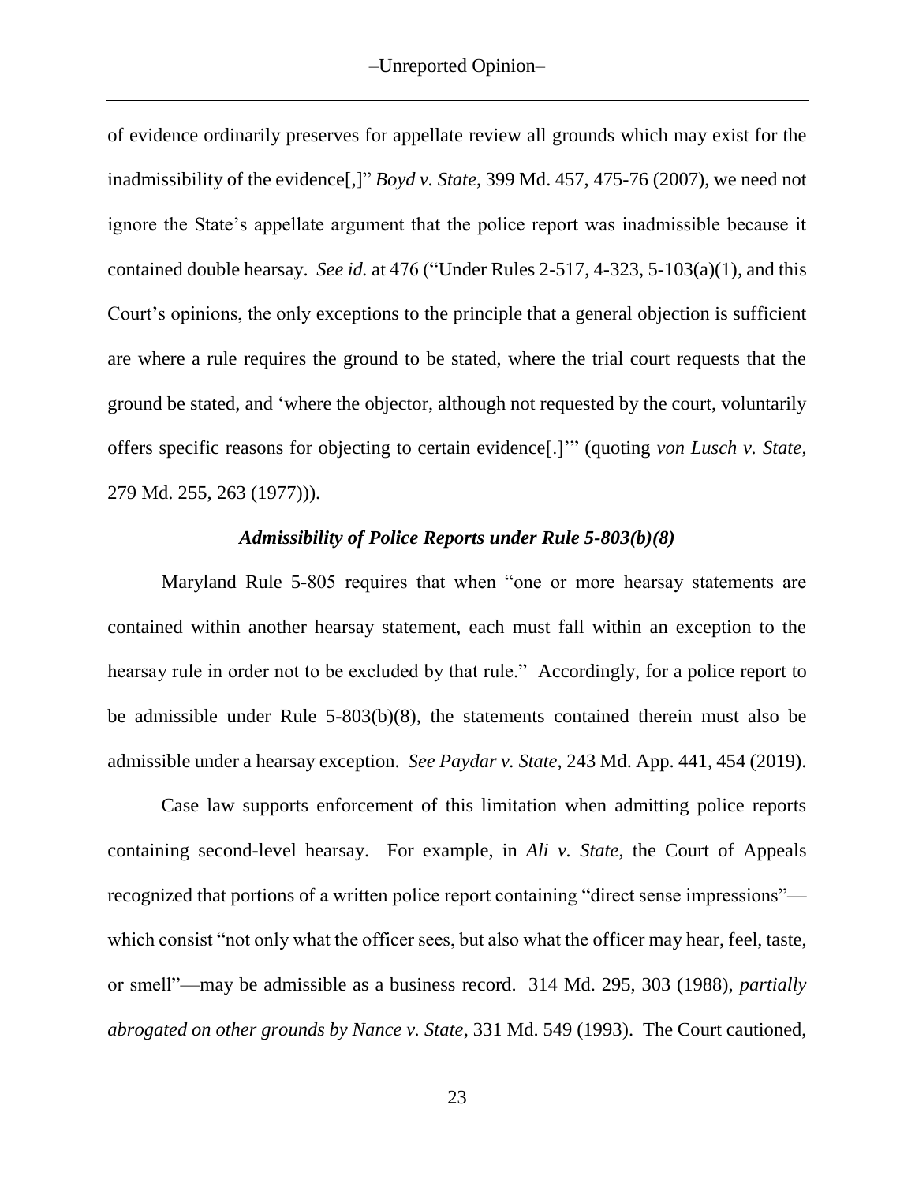of evidence ordinarily preserves for appellate review all grounds which may exist for the inadmissibility of the evidence[,]" *Boyd v. State*, 399 Md. 457, 475-76 (2007), we need not ignore the State's appellate argument that the police report was inadmissible because it contained double hearsay. *See id.* at 476 ("Under Rules 2-517, 4-323, 5-103(a)(1), and this Court's opinions, the only exceptions to the principle that a general objection is sufficient are where a rule requires the ground to be stated, where the trial court requests that the ground be stated, and 'where the objector, although not requested by the court, voluntarily offers specific reasons for objecting to certain evidence[.]'" (quoting *von Lusch v. State*, 279 Md. 255, 263 (1977))).

### *Admissibility of Police Reports under Rule 5-803(b)(8)*

Maryland Rule 5-805 requires that when "one or more hearsay statements are contained within another hearsay statement, each must fall within an exception to the hearsay rule in order not to be excluded by that rule." Accordingly, for a police report to be admissible under Rule 5-803(b)(8), the statements contained therein must also be admissible under a hearsay exception. *See Paydar v. State*, 243 Md. App. 441, 454 (2019).

Case law supports enforcement of this limitation when admitting police reports containing second-level hearsay. For example, in *Ali v. State*, the Court of Appeals recognized that portions of a written police report containing "direct sense impressions"—which consist "not only what the officer sees, but also what the officer may hear, feel, taste, or smell"—may be admissible as a business record. 314 Md. 295, 303 (1988), *partially abrogated on other grounds by Nance v. State*, 331 Md. 549 (1993). The Court cautioned,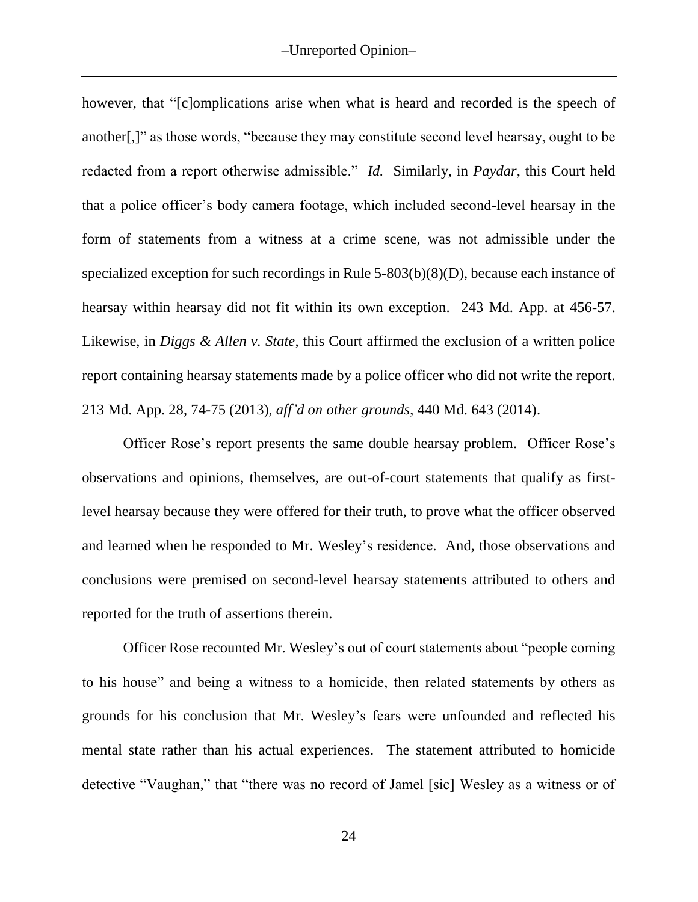however, that "[c]omplications arise when what is heard and recorded is the speech of another[,]" as those words, "because they may constitute second level hearsay, ought to be redacted from a report otherwise admissible." *Id.* Similarly, in *Paydar*, this Court held that a police officer's body camera footage, which included second-level hearsay in the form of statements from a witness at a crime scene, was not admissible under the specialized exception for such recordings in Rule 5-803(b)(8)(D), because each instance of hearsay within hearsay did not fit within its own exception. 243 Md. App. at 456-57. Likewise, in *Diggs & Allen v. State*, this Court affirmed the exclusion of a written police report containing hearsay statements made by a police officer who did not write the report. 213 Md. App. 28, 74-75 (2013), *aff'd on other grounds*, 440 Md. 643 (2014).

Officer Rose's report presents the same double hearsay problem. Officer Rose's observations and opinions, themselves, are out-of-court statements that qualify as first-level hearsay because they were offered for their truth, to prove what the officer observed and learned when he responded to Mr. Wesley's residence. And, those observations and conclusions were premised on second-level hearsay statements attributed to others and reported for the truth of assertions therein.

Officer Rose recounted Mr. Wesley's out of court statements about "people coming to his house" and being a witness to a homicide, then related statements by others as grounds for his conclusion that Mr. Wesley's fears were unfounded and reflected his mental state rather than his actual experiences. The statement attributed to homicide detective "Vaughan," that "there was no record of Jamel [sic] Wesley as a witness or of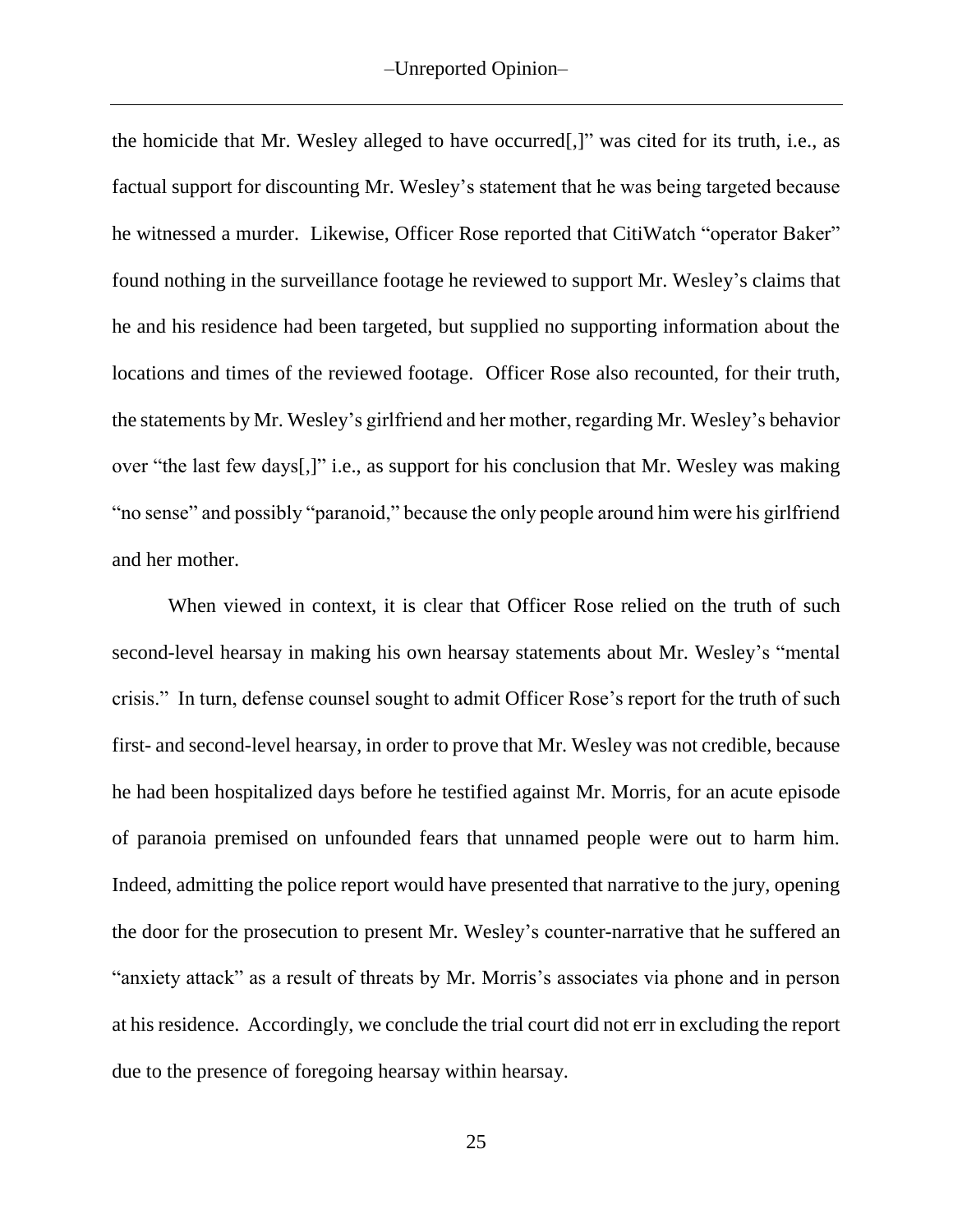the homicide that Mr. Wesley alleged to have occurred[,]" was cited for its truth, i.e., as factual support for discounting Mr. Wesley's statement that he was being targeted because he witnessed a murder. Likewise, Officer Rose reported that CitiWatch "operator Baker" found nothing in the surveillance footage he reviewed to support Mr. Wesley's claims that he and his residence had been targeted, but supplied no supporting information about the locations and times of the reviewed footage. Officer Rose also recounted, for their truth, the statements by Mr. Wesley's girlfriend and her mother, regarding Mr. Wesley's behavior over "the last few days[,]" i.e., as support for his conclusion that Mr. Wesley was making "no sense" and possibly "paranoid," because the only people around him were his girlfriend and her mother.

When viewed in context, it is clear that Officer Rose relied on the truth of such second-level hearsay in making his own hearsay statements about Mr. Wesley's "mental crisis." In turn, defense counsel sought to admit Officer Rose's report for the truth of such first- and second-level hearsay, in order to prove that Mr. Wesley was not credible, because he had been hospitalized days before he testified against Mr. Morris, for an acute episode of paranoia premised on unfounded fears that unnamed people were out to harm him. Indeed, admitting the police report would have presented that narrative to the jury, opening the door for the prosecution to present Mr. Wesley's counter-narrative that he suffered an "anxiety attack" as a result of threats by Mr. Morris's associates via phone and in person at his residence. Accordingly, we conclude the trial court did not err in excluding the report due to the presence of foregoing hearsay within hearsay.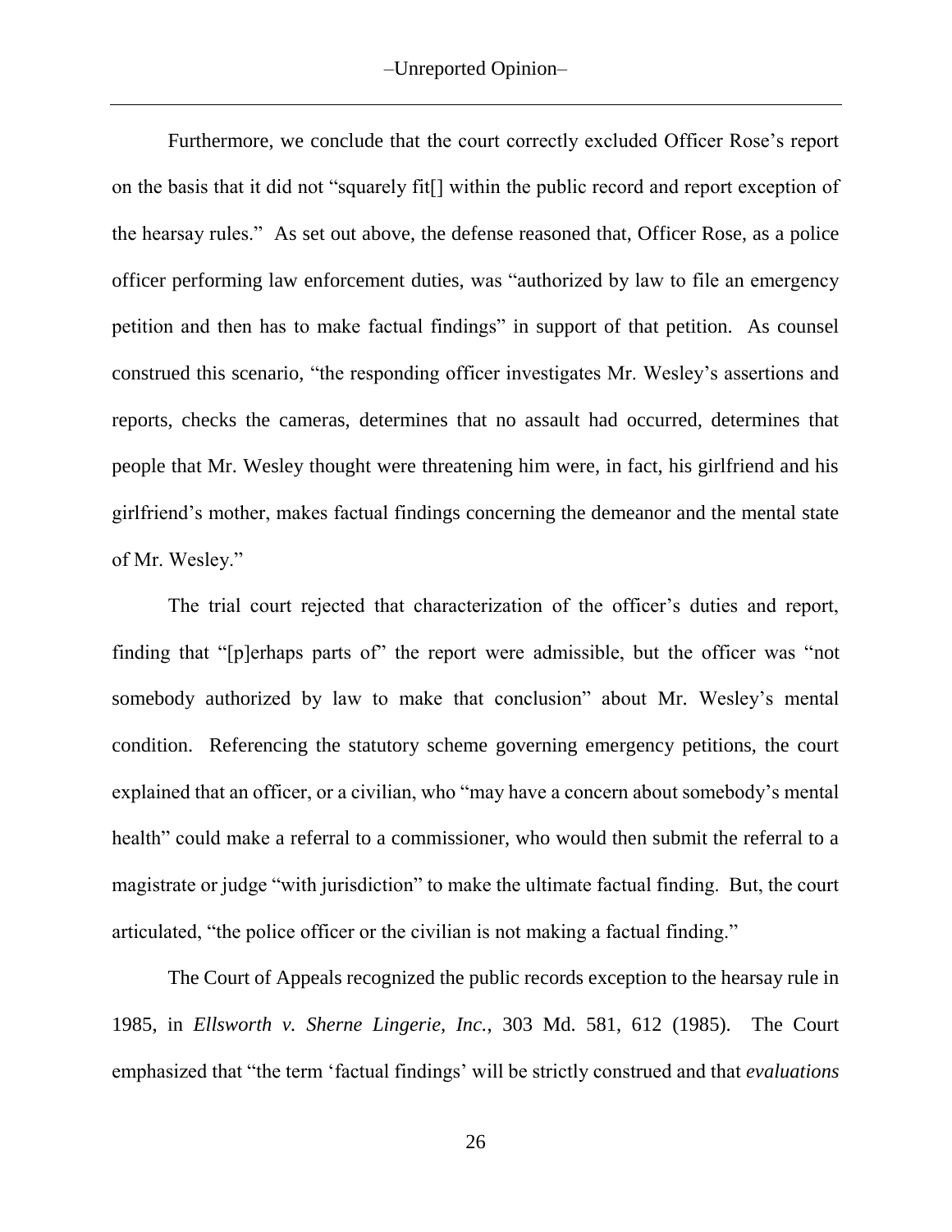Furthermore, we conclude that the court correctly excluded Officer Rose's report on the basis that it did not "squarely fit[] within the public record and report exception of the hearsay rules." As set out above, the defense reasoned that, Officer Rose, as a police officer performing law enforcement duties, was "authorized by law to file an emergency petition and then has to make factual findings" in support of that petition. As counsel construed this scenario, "the responding officer investigates Mr. Wesley's assertions and reports, checks the cameras, determines that no assault had occurred, determines that people that Mr. Wesley thought were threatening him were, in fact, his girlfriend and his girlfriend's mother, makes factual findings concerning the demeanor and the mental state of Mr. Wesley."

The trial court rejected that characterization of the officer's duties and report, finding that "[p]erhaps parts of" the report were admissible, but the officer was "not somebody authorized by law to make that conclusion" about Mr. Wesley's mental condition. Referencing the statutory scheme governing emergency petitions, the court explained that an officer, or a civilian, who "may have a concern about somebody's mental health" could make a referral to a commissioner, who would then submit the referral to a magistrate or judge "with jurisdiction" to make the ultimate factual finding. But, the court articulated, "the police officer or the civilian is not making a factual finding."

The Court of Appeals recognized the public records exception to the hearsay rule in 1985, in *Ellsworth v. Sherne Lingerie, Inc.*, 303 Md. 581, 612 (1985). The Court emphasized that "the term 'factual findings' will be strictly construed and that *evaluations*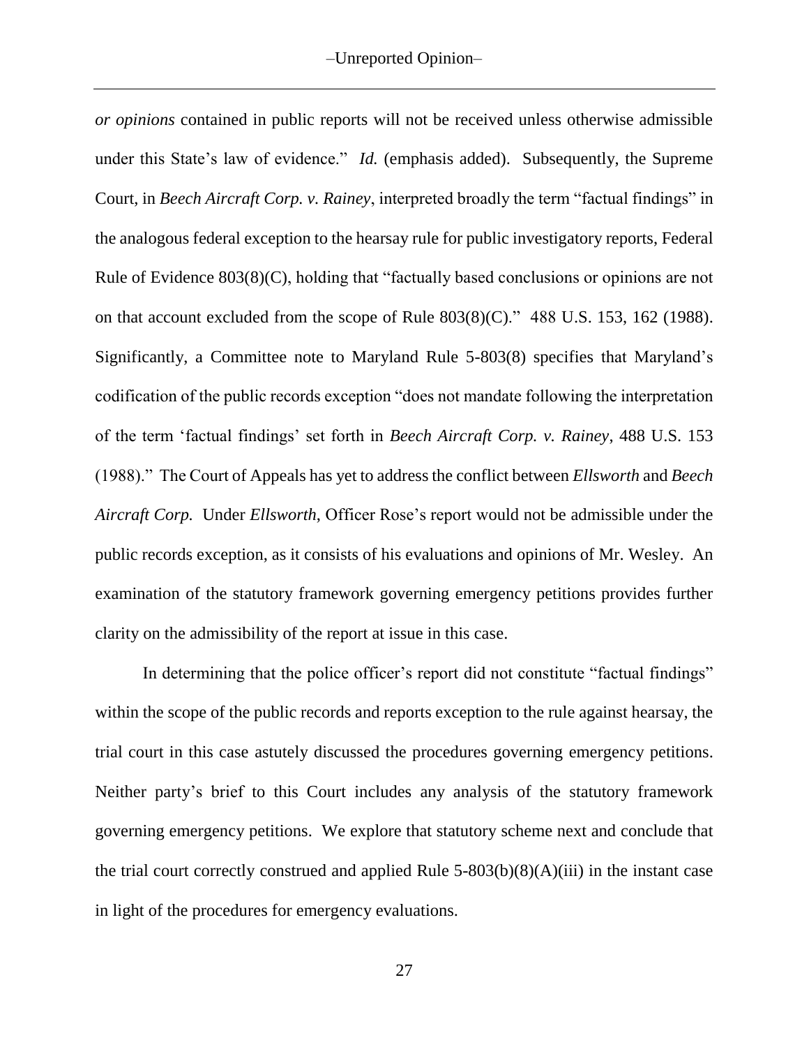*or opinions* contained in public reports will not be received unless otherwise admissible under this State's law of evidence." *Id.* (emphasis added). Subsequently, the Supreme Court, in *Beech Aircraft Corp. v. Rainey*, interpreted broadly the term "factual findings" in the analogous federal exception to the hearsay rule for public investigatory reports, Federal Rule of Evidence 803(8)(C), holding that "factually based conclusions or opinions are not on that account excluded from the scope of Rule 803(8)(C)." 488 U.S. 153, 162 (1988). Significantly, a Committee note to Maryland Rule 5-803(8) specifies that Maryland's codification of the public records exception "does not mandate following the interpretation of the term 'factual findings' set forth in *Beech Aircraft Corp. v. Rainey*, 488 U.S. 153 (1988)." The Court of Appeals has yet to address the conflict between *Ellsworth* and *Beech Aircraft Corp.* Under *Ellsworth*, Officer Rose's report would not be admissible under the public records exception, as it consists of his evaluations and opinions of Mr. Wesley. An examination of the statutory framework governing emergency petitions provides further clarity on the admissibility of the report at issue in this case.

In determining that the police officer's report did not constitute "factual findings" within the scope of the public records and reports exception to the rule against hearsay, the trial court in this case astutely discussed the procedures governing emergency petitions. Neither party's brief to this Court includes any analysis of the statutory framework governing emergency petitions. We explore that statutory scheme next and conclude that the trial court correctly construed and applied Rule 5-803(b)(8)(A)(iii) in the instant case in light of the procedures for emergency evaluations.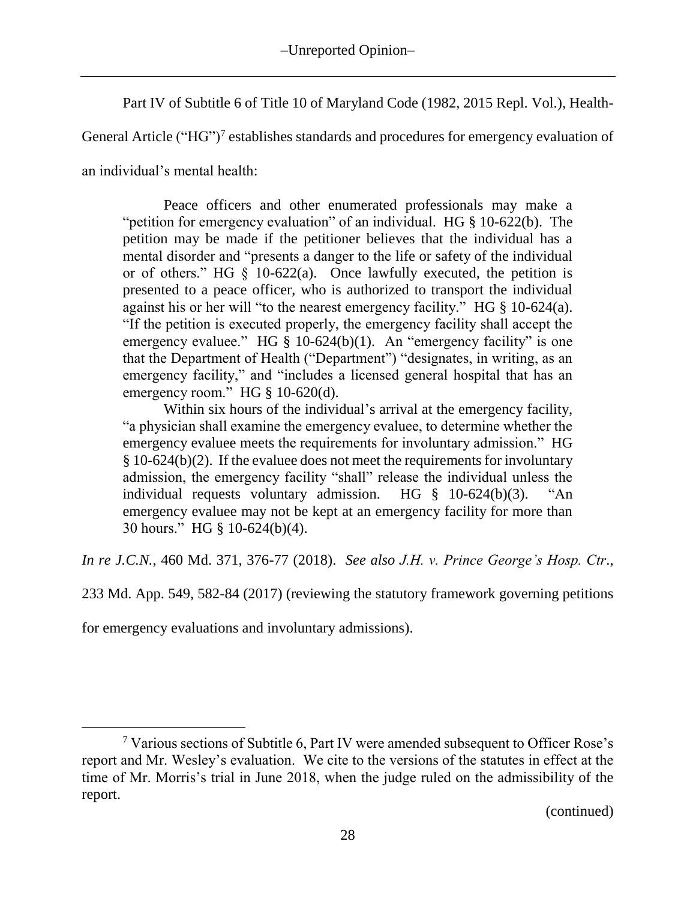Part IV of Subtitle 6 of Title 10 of Maryland Code (1982, 2015 Repl. Vol.), Health-General Article ("HG")[7] establishes standards and procedures for emergency evaluation of an individual's mental health:

> Peace officers and other enumerated professionals may make a "petition for emergency evaluation" of an individual. HG § 10-622(b). The petition may be made if the petitioner believes that the individual has a mental disorder and "presents a danger to the life or safety of the individual or of others." HG § 10-622(a). Once lawfully executed, the petition is presented to a peace officer, who is authorized to transport the individual against his or her will "to the nearest emergency facility." HG § 10-624(a). "If the petition is executed properly, the emergency facility shall accept the emergency evaluee." HG § 10-624(b)(1). An "emergency facility" is one that the Department of Health ("Department") "designates, in writing, as an emergency facility," and "includes a licensed general hospital that has an emergency room." HG § 10-620(d).
>
> Within six hours of the individual's arrival at the emergency facility, "a physician shall examine the emergency evaluee, to determine whether the emergency evaluee meets the requirements for involuntary admission." HG § 10-624(b)(2). If the evaluee does not meet the requirements for involuntary admission, the emergency facility "shall" release the individual unless the individual requests voluntary admission. HG § 10-624(b)(3). "An emergency evaluee may not be kept at an emergency facility for more than 30 hours." HG § 10-624(b)(4).

*In re J.C.N.*, 460 Md. 371, 376-77 (2018). *See also J.H. v. Prince George's Hosp. Ctr.*, 233 Md. App. 549, 582-84 (2017) (reviewing the statutory framework governing petitions for emergency evaluations and involuntary admissions).

---

[7] Various sections of Subtitle 6, Part IV were amended subsequent to Officer Rose's report and Mr. Wesley's evaluation. We cite to the versions of the statutes in effect at the time of Mr. Morris's trial in June 2018, when the judge ruled on the admissibility of the report.

(continued)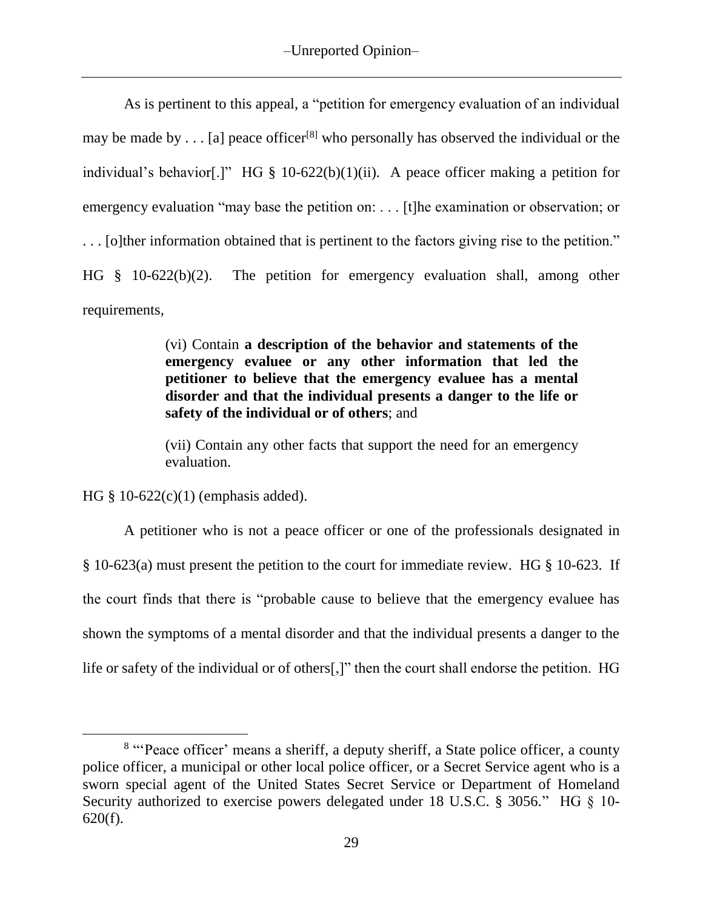As is pertinent to this appeal, a "petition for emergency evaluation of an individual may be made by . . . [a] peace officer[8] who personally has observed the individual or the individual's behavior[.]" HG § 10-622(b)(1)(ii). A peace officer making a petition for emergency evaluation "may base the petition on: . . . [t]he examination or observation; or . . . [o]ther information obtained that is pertinent to the factors giving rise to the petition." HG § 10-622(b)(2). The petition for emergency evaluation shall, among other requirements,

> (vi) Contain **a description of the behavior and statements of the emergency evaluee or any other information that led the petitioner to believe that the emergency evaluee has a mental disorder and that the individual presents a danger to the life or safety of the individual or of others**; and
>
> (vii) Contain any other facts that support the need for an emergency evaluation.

HG § 10-622(c)(1) (emphasis added).

A petitioner who is not a peace officer or one of the professionals designated in § 10-623(a) must present the petition to the court for immediate review. HG § 10-623. If the court finds that there is "probable cause to believe that the emergency evaluee has shown the symptoms of a mental disorder and that the individual presents a danger to the life or safety of the individual or of others[,]" then the court shall endorse the petition. HG

---

[8] "'Peace officer' means a sheriff, a deputy sheriff, a State police officer, a county police officer, a municipal or other local police officer, or a Secret Service agent who is a sworn special agent of the United States Secret Service or Department of Homeland Security authorized to exercise powers delegated under 18 U.S.C. § 3056." HG § 10-620(f).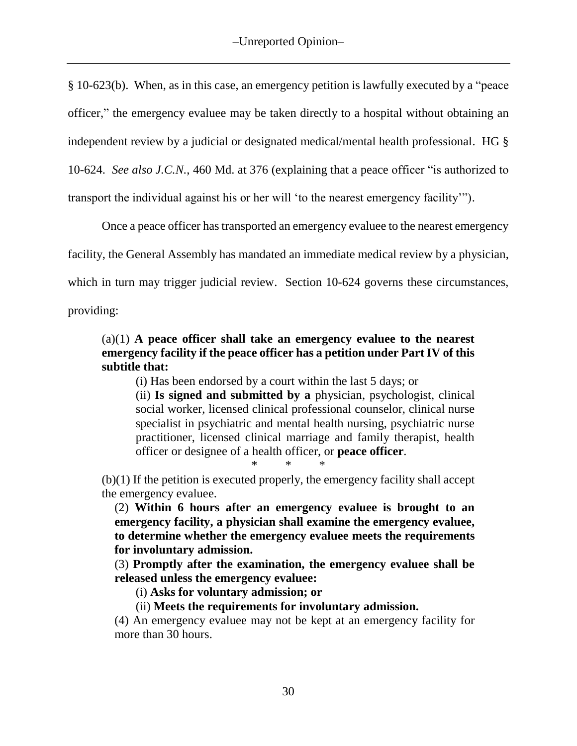§ 10-623(b). When, as in this case, an emergency petition is lawfully executed by a "peace officer," the emergency evaluee may be taken directly to a hospital without obtaining an independent review by a judicial or designated medical/mental health professional. HG § 10-624. *See also J.C.N.*, 460 Md. at 376 (explaining that a peace officer "is authorized to transport the individual against his or her will 'to the nearest emergency facility'").

Once a peace officer has transported an emergency evaluee to the nearest emergency facility, the General Assembly has mandated an immediate medical review by a physician, which in turn may trigger judicial review. Section 10-624 governs these circumstances, providing:

> (a)(1) **A peace officer shall take an emergency evaluee to the nearest emergency facility if the peace officer has a petition under Part IV of this subtitle that:**
>
> > (i) Has been endorsed by a court within the last 5 days; or
> >
> > (ii) **Is signed and submitted by a** physician, psychologist, clinical social worker, licensed clinical professional counselor, clinical nurse specialist in psychiatric and mental health nursing, psychiatric nurse practitioner, licensed clinical marriage and family therapist, health officer or designee of a health officer, or **peace officer**.
>
> \* \* \*
>
> (b)(1) If the petition is executed properly, the emergency facility shall accept the emergency evaluee.
>
> (2) **Within 6 hours after an emergency evaluee is brought to an emergency facility, a physician shall examine the emergency evaluee, to determine whether the emergency evaluee meets the requirements for involuntary admission.**
>
> (3) **Promptly after the examination, the emergency evaluee shall be released unless the emergency evaluee:**
>
> > (i) **Asks for voluntary admission; or**
> >
> > (ii) **Meets the requirements for involuntary admission.**
>
> (4) An emergency evaluee may not be kept at an emergency facility for more than 30 hours.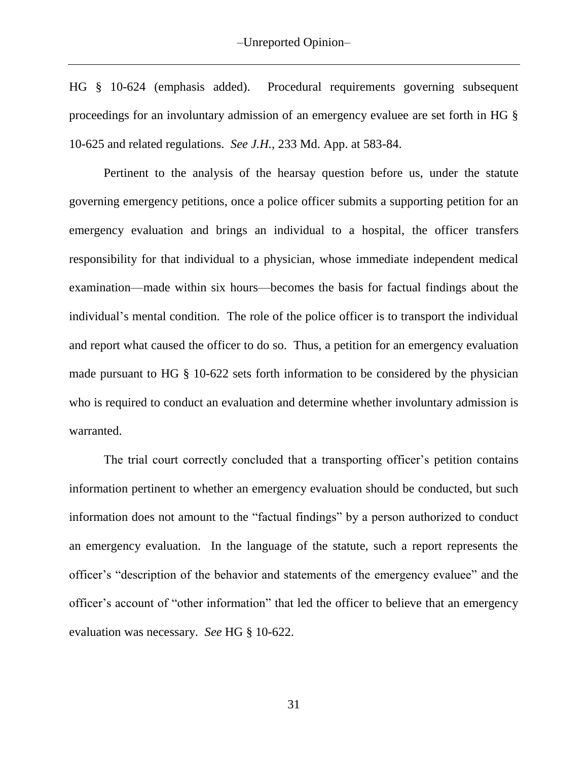HG § 10-624 (emphasis added). Procedural requirements governing subsequent proceedings for an involuntary admission of an emergency evaluee are set forth in HG § 10-625 and related regulations. *See J.H.*, 233 Md. App. at 583-84.

Pertinent to the analysis of the hearsay question before us, under the statute governing emergency petitions, once a police officer submits a supporting petition for an emergency evaluation and brings an individual to a hospital, the officer transfers responsibility for that individual to a physician, whose immediate independent medical examination—made within six hours—becomes the basis for factual findings about the individual's mental condition. The role of the police officer is to transport the individual and report what caused the officer to do so. Thus, a petition for an emergency evaluation made pursuant to HG § 10-622 sets forth information to be considered by the physician who is required to conduct an evaluation and determine whether involuntary admission is warranted.

The trial court correctly concluded that a transporting officer's petition contains information pertinent to whether an emergency evaluation should be conducted, but such information does not amount to the "factual findings" by a person authorized to conduct an emergency evaluation. In the language of the statute, such a report represents the officer's "description of the behavior and statements of the emergency evaluee" and the officer's account of "other information" that led the officer to believe that an emergency evaluation was necessary. *See* HG § 10-622.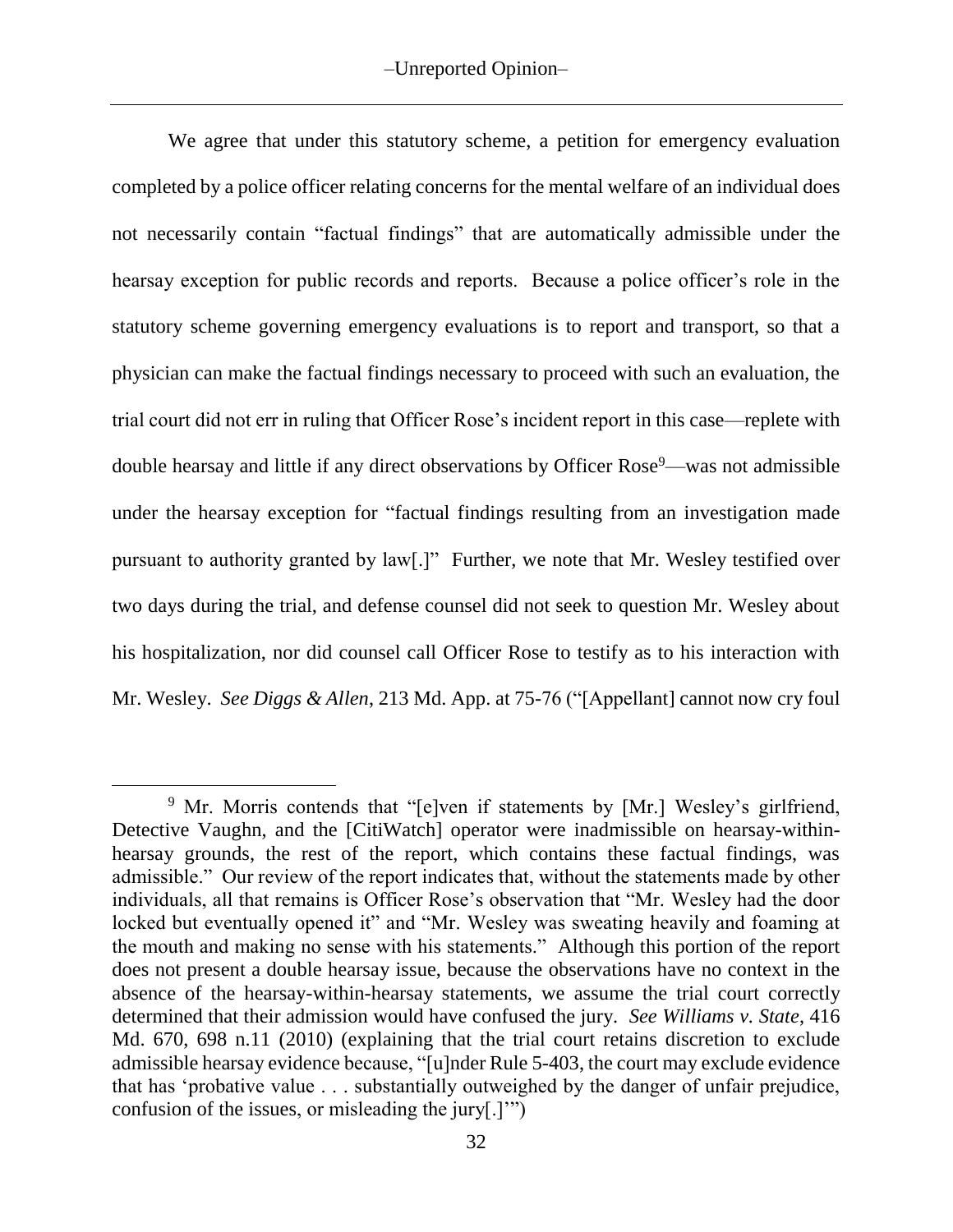We agree that under this statutory scheme, a petition for emergency evaluation completed by a police officer relating concerns for the mental welfare of an individual does not necessarily contain "factual findings" that are automatically admissible under the hearsay exception for public records and reports. Because a police officer's role in the statutory scheme governing emergency evaluations is to report and transport, so that a physician can make the factual findings necessary to proceed with such an evaluation, the trial court did not err in ruling that Officer Rose's incident report in this case—replete with double hearsay and little if any direct observations by Officer Rose[9]—was not admissible under the hearsay exception for "factual findings resulting from an investigation made pursuant to authority granted by law[.]" Further, we note that Mr. Wesley testified over two days during the trial, and defense counsel did not seek to question Mr. Wesley about his hospitalization, nor did counsel call Officer Rose to testify as to his interaction with Mr. Wesley. *See Diggs & Allen*, 213 Md. App. at 75-76 ("[Appellant] cannot now cry foul

---

[9] Mr. Morris contends that "[e]ven if statements by [Mr.] Wesley's girlfriend, Detective Vaughn, and the [CitiWatch] operator were inadmissible on hearsay-within-hearsay grounds, the rest of the report, which contains these factual findings, was admissible." Our review of the report indicates that, without the statements made by other individuals, all that remains is Officer Rose's observation that "Mr. Wesley had the door locked but eventually opened it" and "Mr. Wesley was sweating heavily and foaming at the mouth and making no sense with his statements." Although this portion of the report does not present a double hearsay issue, because the observations have no context in the absence of the hearsay-within-hearsay statements, we assume the trial court correctly determined that their admission would have confused the jury. *See Williams v. State*, 416 Md. 670, 698 n.11 (2010) (explaining that the trial court retains discretion to exclude admissible hearsay evidence because, "[u]nder Rule 5-403, the court may exclude evidence that has 'probative value . . . substantially outweighed by the danger of unfair prejudice, confusion of the issues, or misleading the jury[.]'")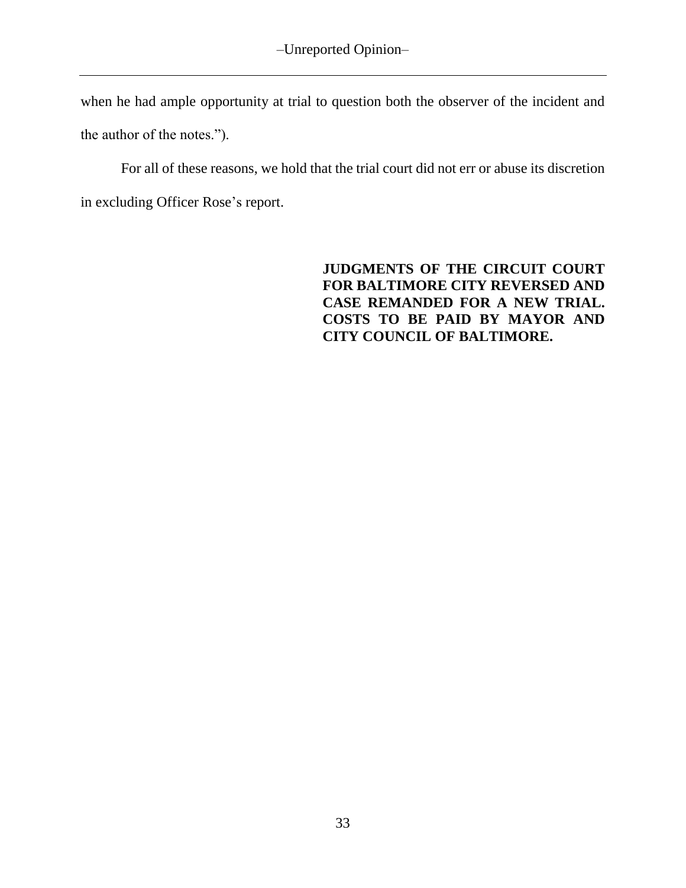when he had ample opportunity at trial to question both the observer of the incident and the author of the notes.").

For all of these reasons, we hold that the trial court did not err or abuse its discretion in excluding Officer Rose's report.

**JUDGMENTS OF THE CIRCUIT COURT FOR BALTIMORE CITY REVERSED AND CASE REMANDED FOR A NEW TRIAL. COSTS TO BE PAID BY MAYOR AND CITY COUNCIL OF BALTIMORE.**